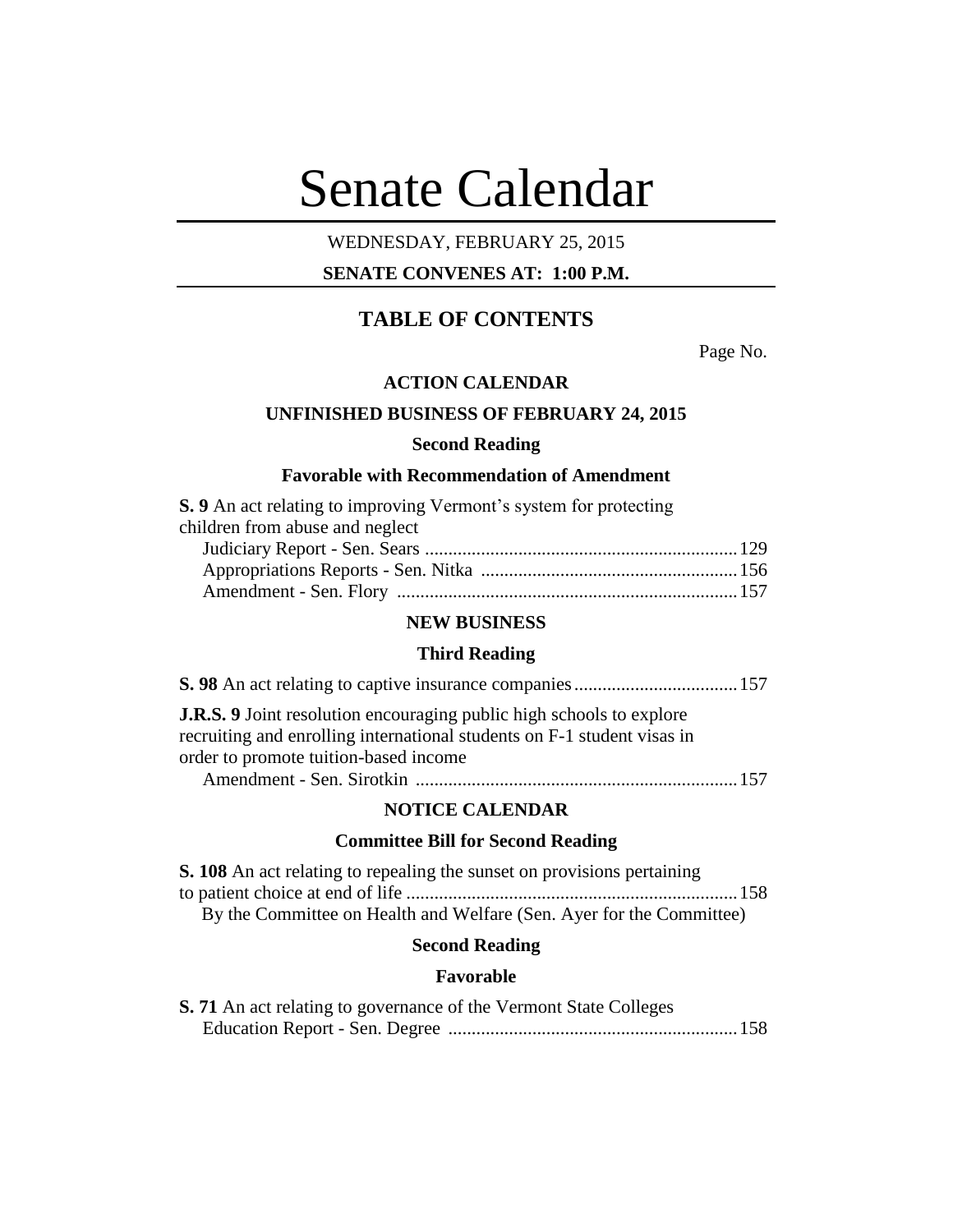# Senate Calendar

WEDNESDAY, FEBRUARY 25, 2015

**SENATE CONVENES AT: 1:00 P.M.**

## TABLE OF CONTENTS

Page No.

### ACTION CALENDAR

### UNFINISHED BUSINESS OF FEBRUARY 24, 2015

#### Second Reading

#### Favorable with Recommendation of Amendment

**S. 9** An act relating to improving Vermont's system for protecting children from abuse and neglect

Judiciary Report - Sen. Sears .......... 129
Appropriations Reports - Sen. Nitka .......... 156
Amendment - Sen. Flory .......... 157

### NEW BUSINESS

#### Third Reading

**S. 98** An act relating to captive insurance companies .......... 157

**J.R.S. 9** Joint resolution encouraging public high schools to explore recruiting and enrolling international students on F-1 student visas in order to promote tuition-based income

Amendment - Sen. Sirotkin .......... 157

### NOTICE CALENDAR

#### Committee Bill for Second Reading

**S. 108** An act relating to repealing the sunset on provisions pertaining to patient choice at end of life .......... 158

By the Committee on Health and Welfare (Sen. Ayer for the Committee)

#### Second Reading

#### Favorable

**S. 71** An act relating to governance of the Vermont State Colleges

Education Report - Sen. Degree .......... 158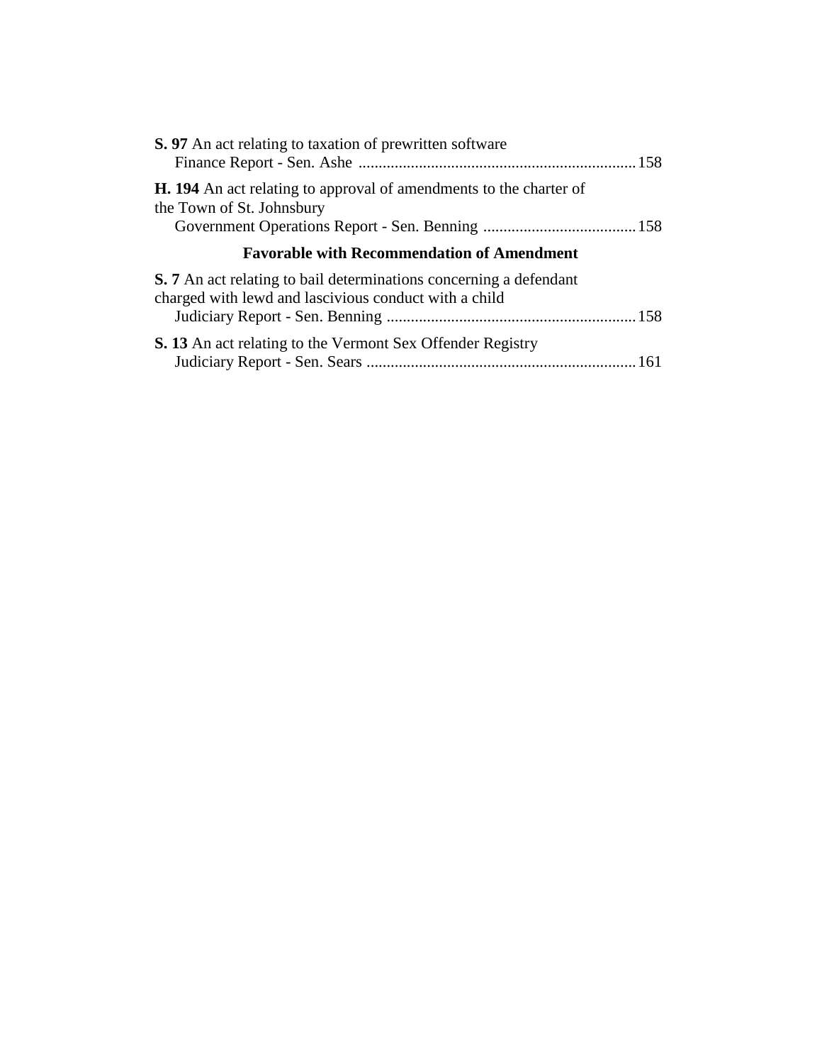**S. 97** An act relating to taxation of prewritten software
Finance Report - Sen. Ashe ........................................................................ 158

**H. 194** An act relating to approval of amendments to the charter of the Town of St. Johnsbury
Government Operations Report - Sen. Benning ...................................... 158

**Favorable with Recommendation of Amendment**

**S. 7** An act relating to bail determinations concerning a defendant charged with lewd and lascivious conduct with a child
Judiciary Report - Sen. Benning .............................................................. 158

**S. 13** An act relating to the Vermont Sex Offender Registry
Judiciary Report - Sen. Sears ................................................................... 161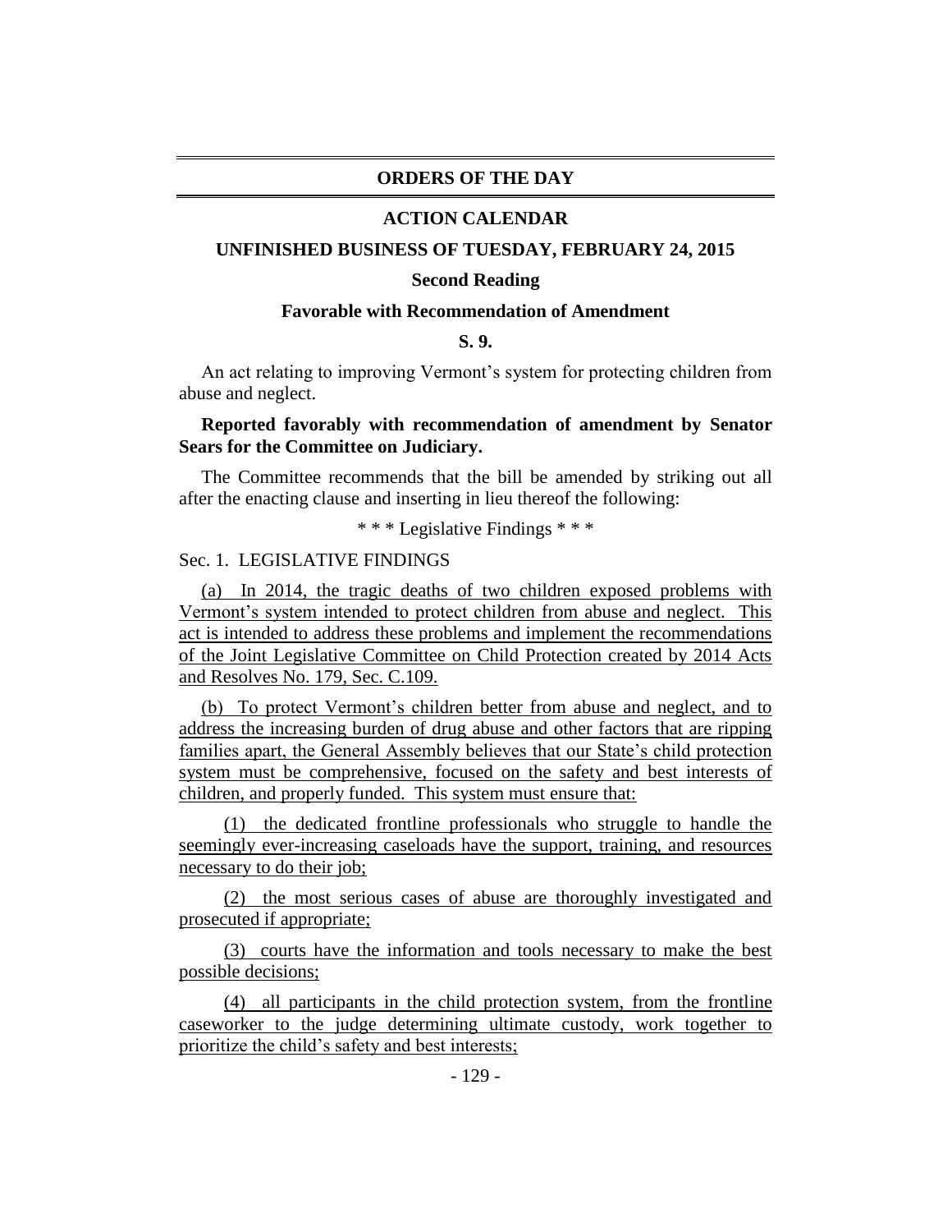## ORDERS OF THE DAY

### ACTION CALENDAR

**UNFINISHED BUSINESS OF TUESDAY, FEBRUARY 24, 2015**

**Second Reading**

**Favorable with Recommendation of Amendment**

**S. 9.**

An act relating to improving Vermont's system for protecting children from abuse and neglect.

**Reported favorably with recommendation of amendment by Senator Sears for the Committee on Judiciary.**

The Committee recommends that the bill be amended by striking out all after the enacting clause and inserting in lieu thereof the following:

\* \* \* Legislative Findings \* \* \*

Sec. 1. LEGISLATIVE FINDINGS

(a) In 2014, the tragic deaths of two children exposed problems with Vermont's system intended to protect children from abuse and neglect. This act is intended to address these problems and implement the recommendations of the Joint Legislative Committee on Child Protection created by 2014 Acts and Resolves No. 179, Sec. C.109.

(b) To protect Vermont's children better from abuse and neglect, and to address the increasing burden of drug abuse and other factors that are ripping families apart, the General Assembly believes that our State's child protection system must be comprehensive, focused on the safety and best interests of children, and properly funded. This system must ensure that:

(1) the dedicated frontline professionals who struggle to handle the seemingly ever-increasing caseloads have the support, training, and resources necessary to do their job;

(2) the most serious cases of abuse are thoroughly investigated and prosecuted if appropriate;

(3) courts have the information and tools necessary to make the best possible decisions;

(4) all participants in the child protection system, from the frontline caseworker to the judge determining ultimate custody, work together to prioritize the child's safety and best interests;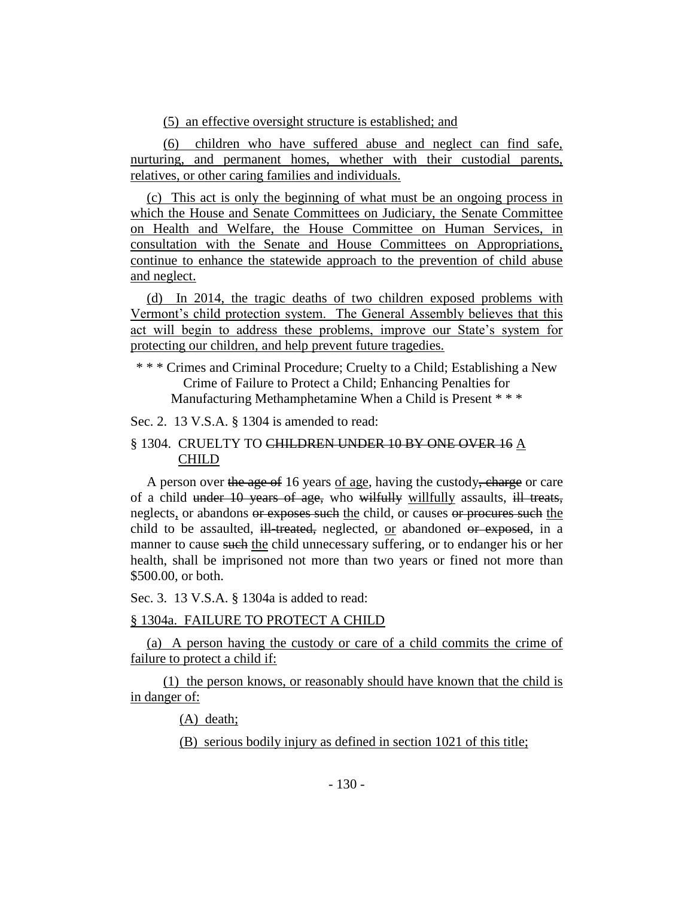(5) an effective oversight structure is established; and

(6) children who have suffered abuse and neglect can find safe, nurturing, and permanent homes, whether with their custodial parents, relatives, or other caring families and individuals.

(c) This act is only the beginning of what must be an ongoing process in which the House and Senate Committees on Judiciary, the Senate Committee on Health and Welfare, the House Committee on Human Services, in consultation with the Senate and House Committees on Appropriations, continue to enhance the statewide approach to the prevention of child abuse and neglect.

(d) In 2014, the tragic deaths of two children exposed problems with Vermont's child protection system. The General Assembly believes that this act will begin to address these problems, improve our State's system for protecting our children, and help prevent future tragedies.

\* \* \* Crimes and Criminal Procedure; Cruelty to a Child; Establishing a New Crime of Failure to Protect a Child; Enhancing Penalties for Manufacturing Methamphetamine When a Child is Present \* \* \*

Sec. 2. 13 V.S.A. § 1304 is amended to read:

§ 1304. CRUELTY TO ~~CHILDREN UNDER 10 BY ONE OVER 16~~ A CHILD

A person over ~~the age of~~ 16 years of age, having the custody~~, charge~~ or care of a child ~~under 10 years of age,~~ who ~~wilfully~~ willfully assaults, ~~ill treats,~~ neglects, or abandons ~~or exposes such~~ the child, or causes ~~or procures such~~ the child to be assaulted, ~~ill-treated,~~ neglected, or abandoned ~~or exposed~~, in a manner to cause ~~such~~ the child unnecessary suffering, or to endanger his or her health, shall be imprisoned not more than two years or fined not more than \$500.00, or both.

Sec. 3. 13 V.S.A. § 1304a is added to read:

§ 1304a. FAILURE TO PROTECT A CHILD

(a) A person having the custody or care of a child commits the crime of failure to protect a child if:

(1) the person knows, or reasonably should have known that the child is in danger of:

(A) death;

(B) serious bodily injury as defined in section 1021 of this title;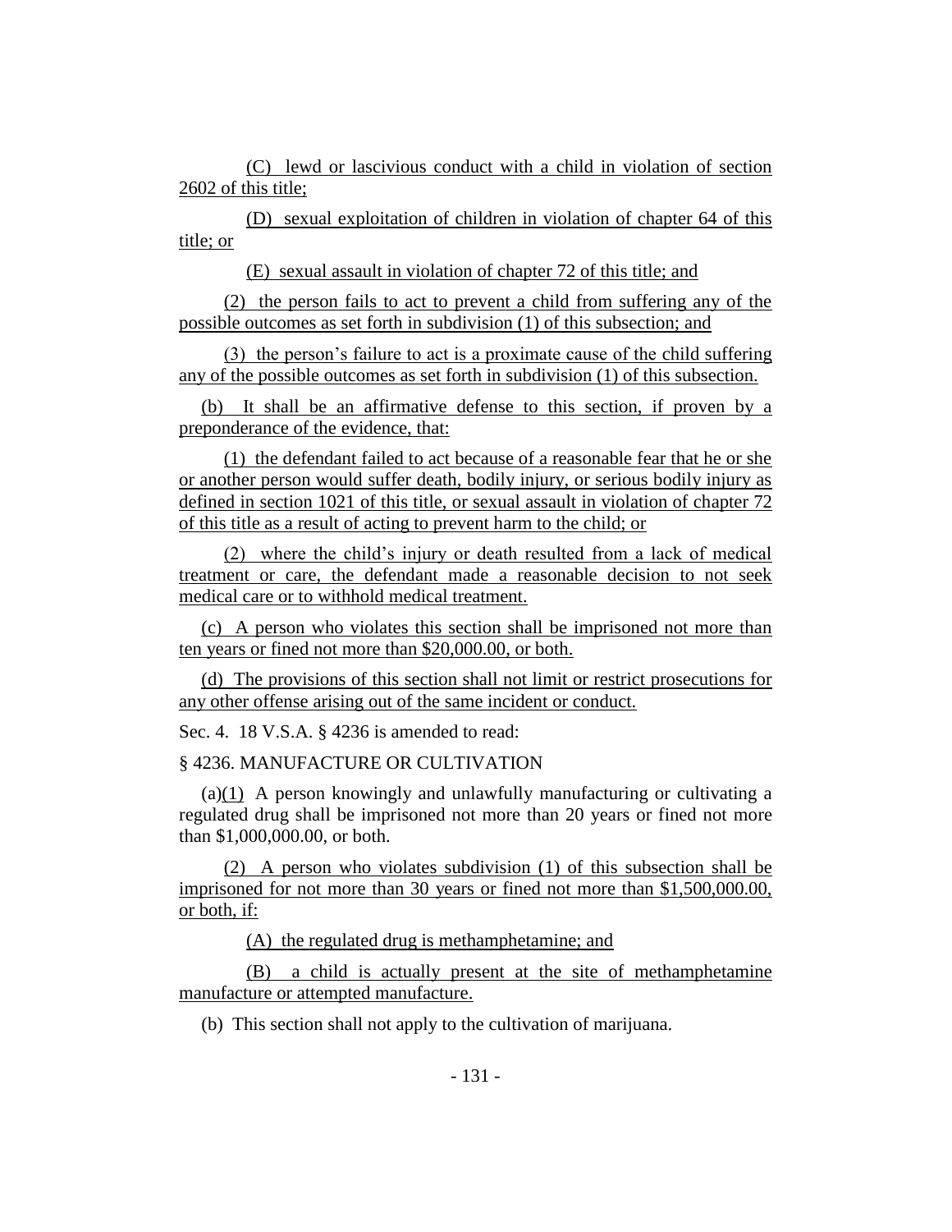(C) lewd or lascivious conduct with a child in violation of section 2602 of this title;

(D) sexual exploitation of children in violation of chapter 64 of this title; or

(E) sexual assault in violation of chapter 72 of this title; and

(2) the person fails to act to prevent a child from suffering any of the possible outcomes as set forth in subdivision (1) of this subsection; and

(3) the person's failure to act is a proximate cause of the child suffering any of the possible outcomes as set forth in subdivision (1) of this subsection.

(b) It shall be an affirmative defense to this section, if proven by a preponderance of the evidence, that:

(1) the defendant failed to act because of a reasonable fear that he or she or another person would suffer death, bodily injury, or serious bodily injury as defined in section 1021 of this title, or sexual assault in violation of chapter 72 of this title as a result of acting to prevent harm to the child; or

(2) where the child's injury or death resulted from a lack of medical treatment or care, the defendant made a reasonable decision to not seek medical care or to withhold medical treatment.

(c) A person who violates this section shall be imprisoned not more than ten years or fined not more than $20,000.00, or both.

(d) The provisions of this section shall not limit or restrict prosecutions for any other offense arising out of the same incident or conduct.

Sec. 4. 18 V.S.A. § 4236 is amended to read:

§ 4236. MANUFACTURE OR CULTIVATION

(a)(1) A person knowingly and unlawfully manufacturing or cultivating a regulated drug shall be imprisoned not more than 20 years or fined not more than $1,000,000.00, or both.

(2) A person who violates subdivision (1) of this subsection shall be imprisoned for not more than 30 years or fined not more than $1,500,000.00, or both, if:

(A) the regulated drug is methamphetamine; and

(B) a child is actually present at the site of methamphetamine manufacture or attempted manufacture.

(b) This section shall not apply to the cultivation of marijuana.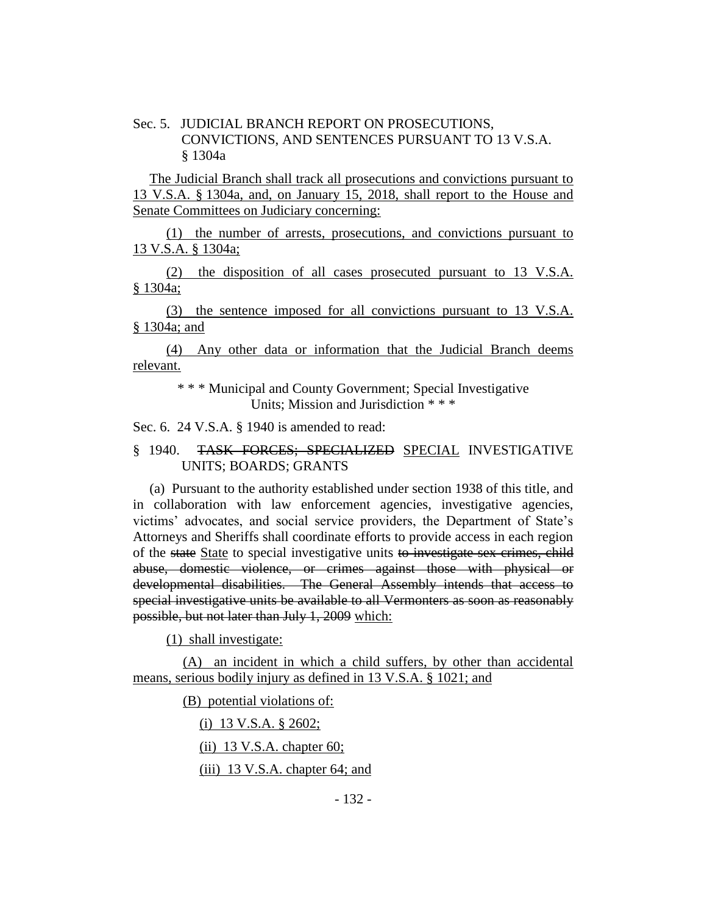Sec. 5. JUDICIAL BRANCH REPORT ON PROSECUTIONS, CONVICTIONS, AND SENTENCES PURSUANT TO 13 V.S.A. § 1304a

<u>The Judicial Branch shall track all prosecutions and convictions pursuant to 13 V.S.A. § 1304a, and, on January 15, 2018, shall report to the House and Senate Committees on Judiciary concerning:</u>

<u>(1) the number of arrests, prosecutions, and convictions pursuant to 13 V.S.A. § 1304a;</u>

<u>(2) the disposition of all cases prosecuted pursuant to 13 V.S.A. § 1304a;</u>

<u>(3) the sentence imposed for all convictions pursuant to 13 V.S.A. § 1304a; and</u>

<u>(4) Any other data or information that the Judicial Branch deems relevant.</u>

\* \* \* Municipal and County Government; Special Investigative Units; Mission and Jurisdiction \* \* \*

Sec. 6. 24 V.S.A. § 1940 is amended to read:

§ 1940. ~~TASK FORCES; SPECIALIZED~~ <u>SPECIAL</u> INVESTIGATIVE UNITS; BOARDS; GRANTS

(a) Pursuant to the authority established under section 1938 of this title, and in collaboration with law enforcement agencies, investigative agencies, victims' advocates, and social service providers, the Department of State's Attorneys and Sheriffs shall coordinate efforts to provide access in each region of the ~~state~~ <u>State</u> to special investigative units ~~to investigate sex crimes, child abuse, domestic violence, or crimes against those with physical or developmental disabilities. The General Assembly intends that access to special investigative units be available to all Vermonters as soon as reasonably possible, but not later than July 1, 2009~~ <u>which:</u>

<u>(1) shall investigate:</u>

<u>(A) an incident in which a child suffers, by other than accidental means, serious bodily injury as defined in 13 V.S.A. § 1021; and</u>

<u>(B) potential violations of:</u>

<u>(i) 13 V.S.A. § 2602;</u>

<u>(ii) 13 V.S.A. chapter 60;</u>

<u>(iii) 13 V.S.A. chapter 64; and</u>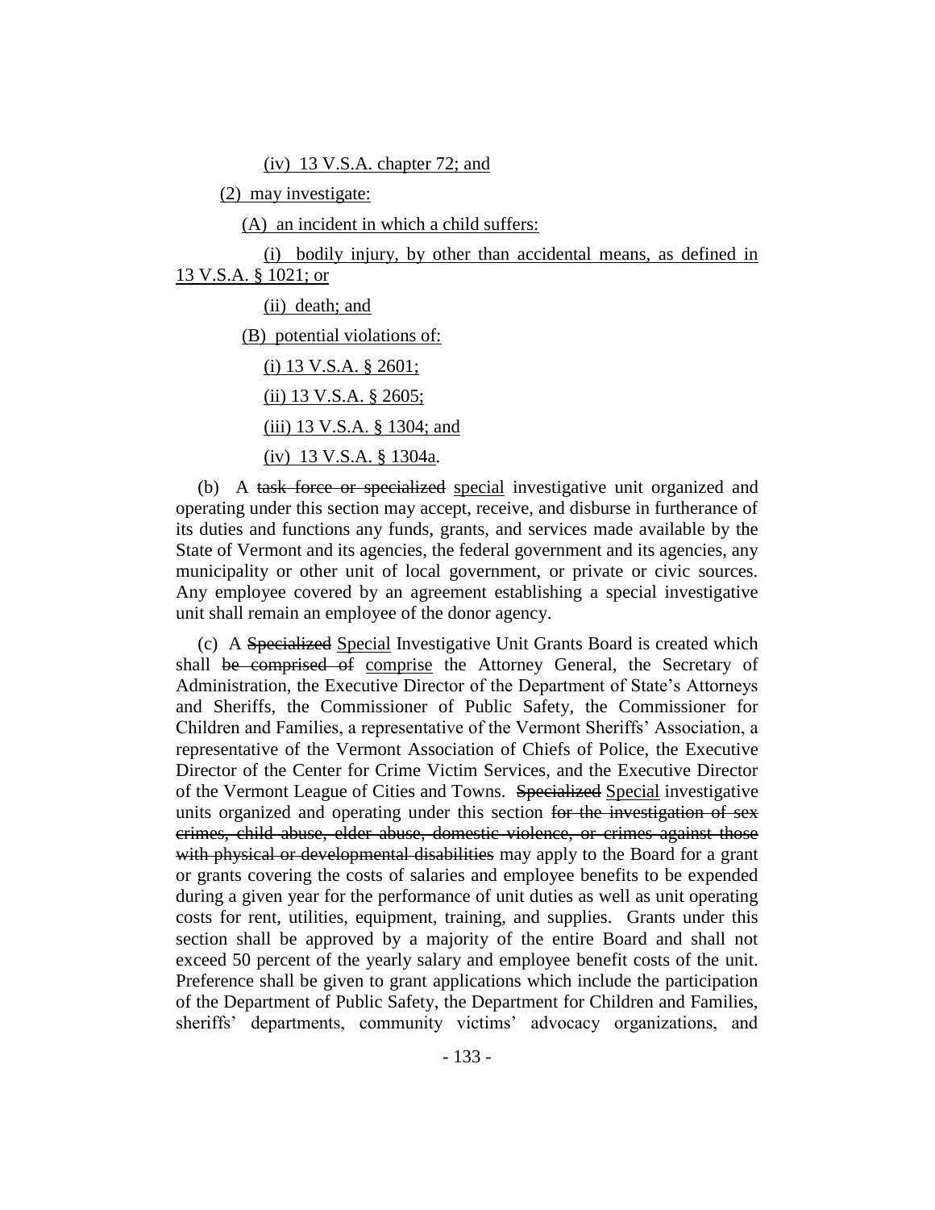(iv) 13 V.S.A. chapter 72; and

(2) may investigate:

(A) an incident in which a child suffers:

(i) bodily injury, by other than accidental means, as defined in 13 V.S.A. § 1021; or

(ii) death; and

(B) potential violations of:

(i) 13 V.S.A. § 2601;

(ii) 13 V.S.A. § 2605;

(iii) 13 V.S.A. § 1304; and

(iv) 13 V.S.A. § 1304a.

(b) A ~~task force or specialized~~ special investigative unit organized and operating under this section may accept, receive, and disburse in furtherance of its duties and functions any funds, grants, and services made available by the State of Vermont and its agencies, the federal government and its agencies, any municipality or other unit of local government, or private or civic sources. Any employee covered by an agreement establishing a special investigative unit shall remain an employee of the donor agency.

(c) A ~~Specialized~~ Special Investigative Unit Grants Board is created which shall ~~be comprised of~~ comprise the Attorney General, the Secretary of Administration, the Executive Director of the Department of State's Attorneys and Sheriffs, the Commissioner of Public Safety, the Commissioner for Children and Families, a representative of the Vermont Sheriffs' Association, a representative of the Vermont Association of Chiefs of Police, the Executive Director of the Center for Crime Victim Services, and the Executive Director of the Vermont League of Cities and Towns. ~~Specialized~~ Special investigative units organized and operating under this section ~~for the investigation of sex crimes, child abuse, elder abuse, domestic violence, or crimes against those with physical or developmental disabilities~~ may apply to the Board for a grant or grants covering the costs of salaries and employee benefits to be expended during a given year for the performance of unit duties as well as unit operating costs for rent, utilities, equipment, training, and supplies. Grants under this section shall be approved by a majority of the entire Board and shall not exceed 50 percent of the yearly salary and employee benefit costs of the unit. Preference shall be given to grant applications which include the participation of the Department of Public Safety, the Department for Children and Families, sheriffs' departments, community victims' advocacy organizations, and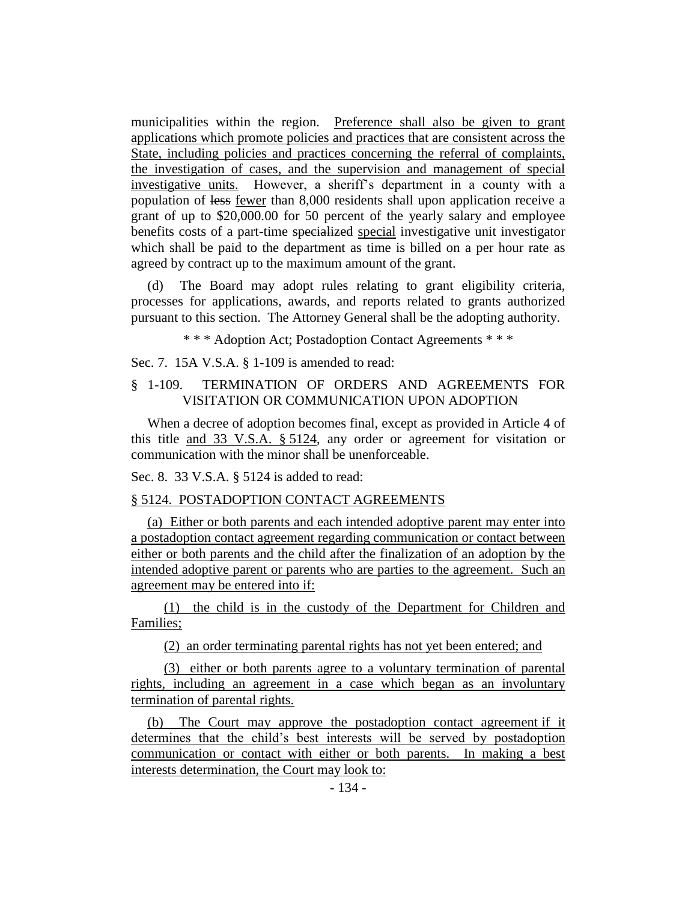municipalities within the region. Preference shall also be given to grant applications which promote policies and practices that are consistent across the State, including policies and practices concerning the referral of complaints, the investigation of cases, and the supervision and management of special investigative units. However, a sheriff's department in a county with a population of ~~less~~ fewer than 8,000 residents shall upon application receive a grant of up to $20,000.00 for 50 percent of the yearly salary and employee benefits costs of a part-time ~~specialized~~ special investigative unit investigator which shall be paid to the department as time is billed on a per hour rate as agreed by contract up to the maximum amount of the grant.

(d) The Board may adopt rules relating to grant eligibility criteria, processes for applications, awards, and reports related to grants authorized pursuant to this section. The Attorney General shall be the adopting authority.

\* \* \* Adoption Act; Postadoption Contact Agreements \* \* \*

Sec. 7. 15A V.S.A. § 1-109 is amended to read:

§ 1-109. TERMINATION OF ORDERS AND AGREEMENTS FOR VISITATION OR COMMUNICATION UPON ADOPTION

When a decree of adoption becomes final, except as provided in Article 4 of this title and 33 V.S.A. § 5124, any order or agreement for visitation or communication with the minor shall be unenforceable.

Sec. 8. 33 V.S.A. § 5124 is added to read:

§ 5124. POSTADOPTION CONTACT AGREEMENTS

(a) Either or both parents and each intended adoptive parent may enter into a postadoption contact agreement regarding communication or contact between either or both parents and the child after the finalization of an adoption by the intended adoptive parent or parents who are parties to the agreement. Such an agreement may be entered into if:

(1) the child is in the custody of the Department for Children and Families;

(2) an order terminating parental rights has not yet been entered; and

(3) either or both parents agree to a voluntary termination of parental rights, including an agreement in a case which began as an involuntary termination of parental rights.

(b) The Court may approve the postadoption contact agreement if it determines that the child's best interests will be served by postadoption communication or contact with either or both parents. In making a best interests determination, the Court may look to: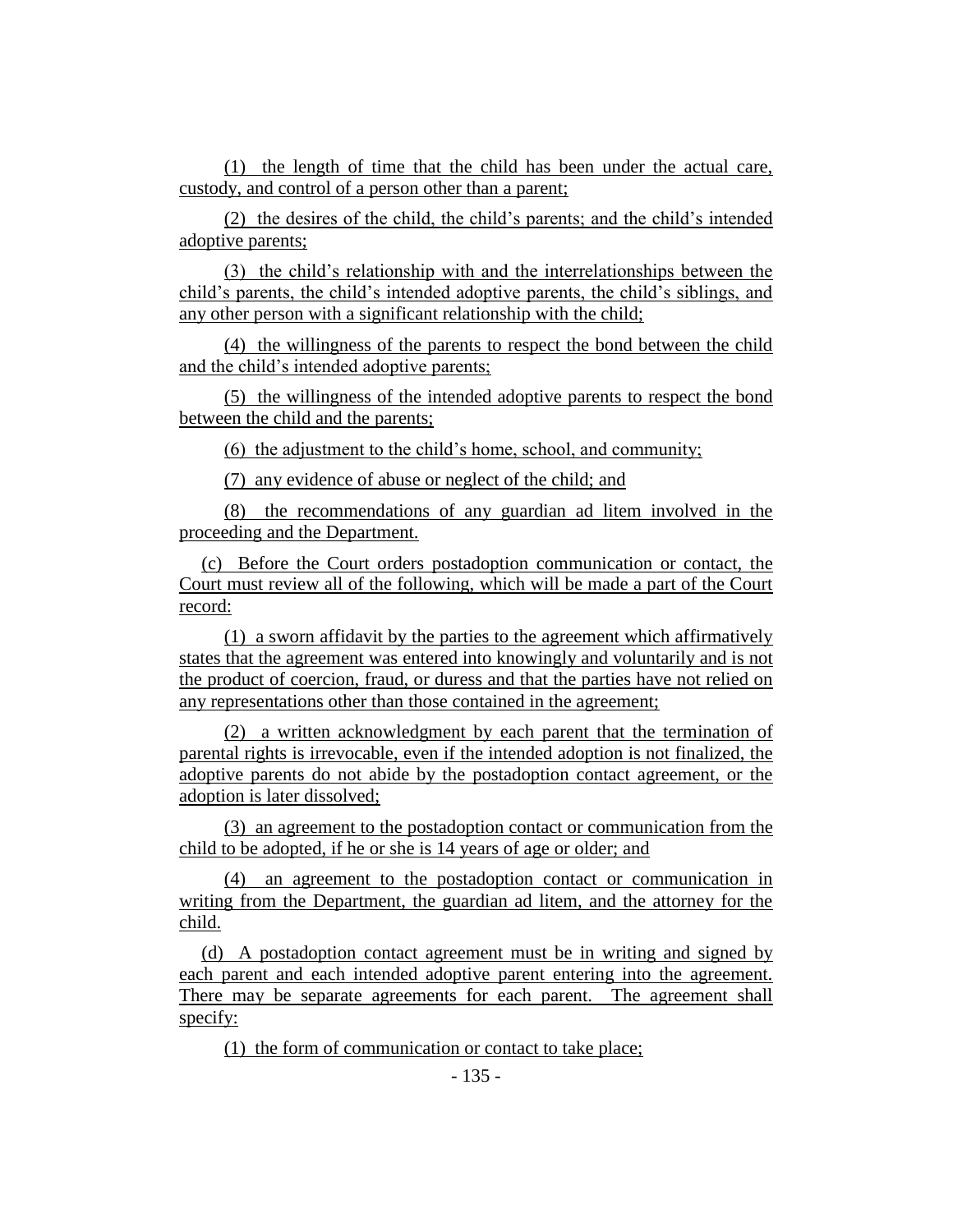(1) the length of time that the child has been under the actual care, custody, and control of a person other than a parent;

(2) the desires of the child, the child's parents; and the child's intended adoptive parents;

(3) the child's relationship with and the interrelationships between the child's parents, the child's intended adoptive parents, the child's siblings, and any other person with a significant relationship with the child;

(4) the willingness of the parents to respect the bond between the child and the child's intended adoptive parents;

(5) the willingness of the intended adoptive parents to respect the bond between the child and the parents;

(6) the adjustment to the child's home, school, and community;

(7) any evidence of abuse or neglect of the child; and

(8) the recommendations of any guardian ad litem involved in the proceeding and the Department.

(c) Before the Court orders postadoption communication or contact, the Court must review all of the following, which will be made a part of the Court record:

(1) a sworn affidavit by the parties to the agreement which affirmatively states that the agreement was entered into knowingly and voluntarily and is not the product of coercion, fraud, or duress and that the parties have not relied on any representations other than those contained in the agreement;

(2) a written acknowledgment by each parent that the termination of parental rights is irrevocable, even if the intended adoption is not finalized, the adoptive parents do not abide by the postadoption contact agreement, or the adoption is later dissolved;

(3) an agreement to the postadoption contact or communication from the child to be adopted, if he or she is 14 years of age or older; and

(4) an agreement to the postadoption contact or communication in writing from the Department, the guardian ad litem, and the attorney for the child.

(d) A postadoption contact agreement must be in writing and signed by each parent and each intended adoptive parent entering into the agreement. There may be separate agreements for each parent. The agreement shall specify:

(1) the form of communication or contact to take place;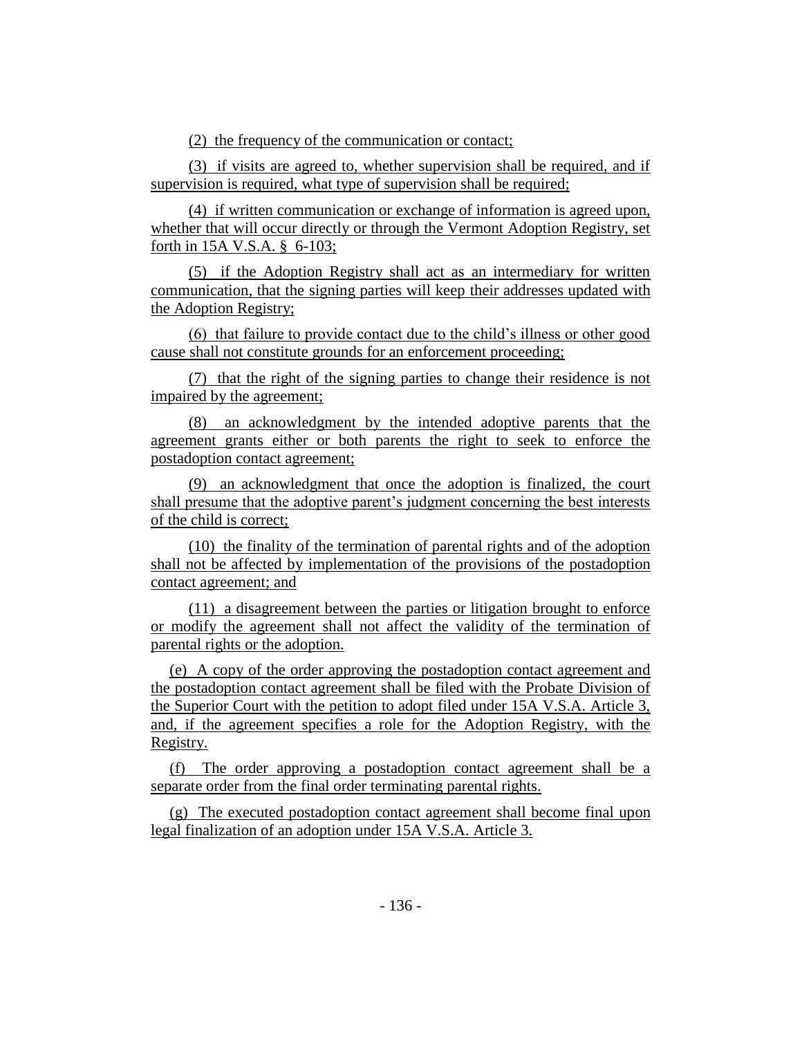(2) the frequency of the communication or contact;

(3) if visits are agreed to, whether supervision shall be required, and if supervision is required, what type of supervision shall be required;

(4) if written communication or exchange of information is agreed upon, whether that will occur directly or through the Vermont Adoption Registry, set forth in 15A V.S.A. § 6-103;

(5) if the Adoption Registry shall act as an intermediary for written communication, that the signing parties will keep their addresses updated with the Adoption Registry;

(6) that failure to provide contact due to the child's illness or other good cause shall not constitute grounds for an enforcement proceeding;

(7) that the right of the signing parties to change their residence is not impaired by the agreement;

(8) an acknowledgment by the intended adoptive parents that the agreement grants either or both parents the right to seek to enforce the postadoption contact agreement;

(9) an acknowledgment that once the adoption is finalized, the court shall presume that the adoptive parent's judgment concerning the best interests of the child is correct;

(10) the finality of the termination of parental rights and of the adoption shall not be affected by implementation of the provisions of the postadoption contact agreement; and

(11) a disagreement between the parties or litigation brought to enforce or modify the agreement shall not affect the validity of the termination of parental rights or the adoption.

(e) A copy of the order approving the postadoption contact agreement and the postadoption contact agreement shall be filed with the Probate Division of the Superior Court with the petition to adopt filed under 15A V.S.A. Article 3, and, if the agreement specifies a role for the Adoption Registry, with the Registry.

(f) The order approving a postadoption contact agreement shall be a separate order from the final order terminating parental rights.

(g) The executed postadoption contact agreement shall become final upon legal finalization of an adoption under 15A V.S.A. Article 3.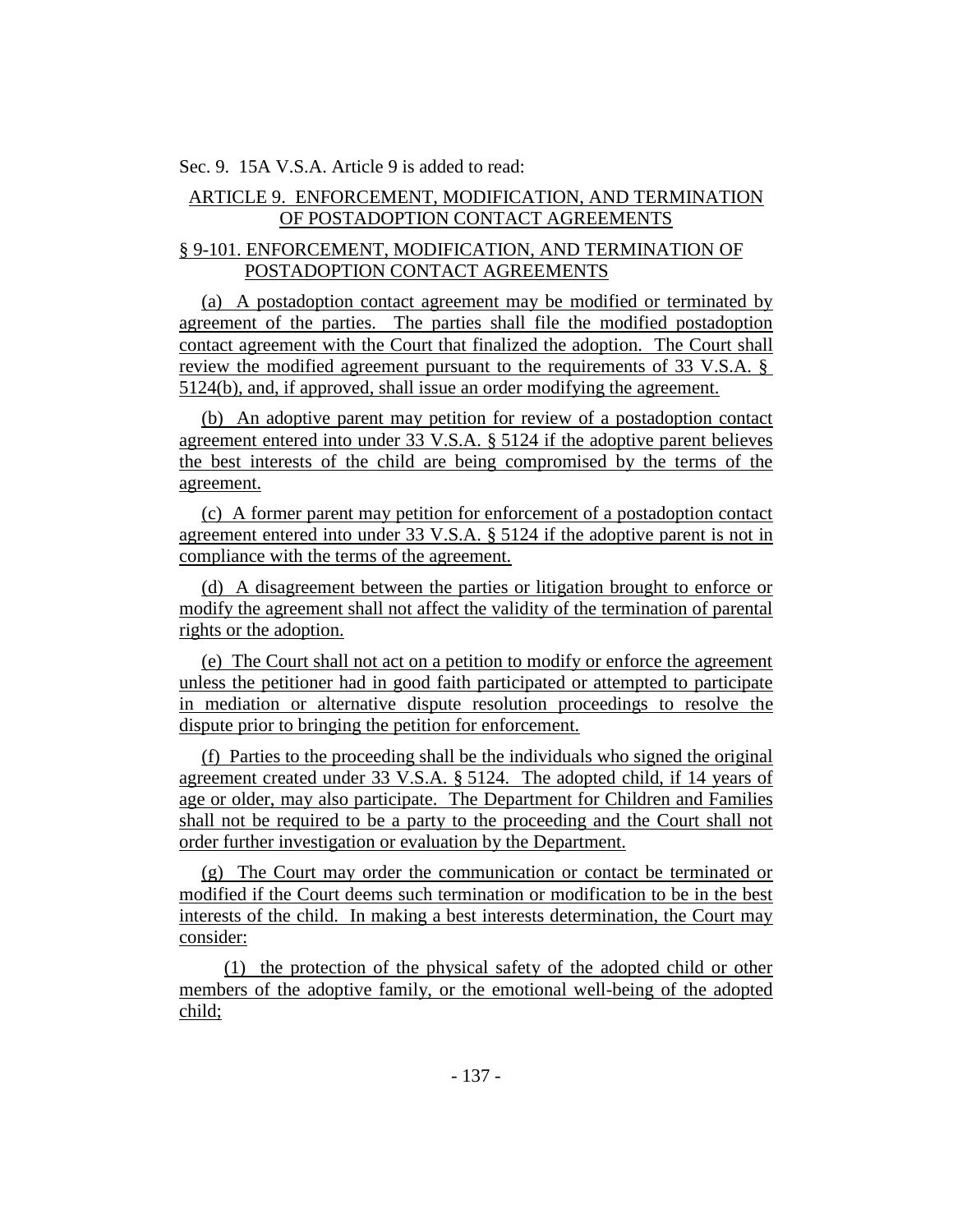Sec. 9. 15A V.S.A. Article 9 is added to read:

ARTICLE 9. ENFORCEMENT, MODIFICATION, AND TERMINATION OF POSTADOPTION CONTACT AGREEMENTS

§ 9-101. ENFORCEMENT, MODIFICATION, AND TERMINATION OF POSTADOPTION CONTACT AGREEMENTS

(a) A postadoption contact agreement may be modified or terminated by agreement of the parties. The parties shall file the modified postadoption contact agreement with the Court that finalized the adoption. The Court shall review the modified agreement pursuant to the requirements of 33 V.S.A. § 5124(b), and, if approved, shall issue an order modifying the agreement.

(b) An adoptive parent may petition for review of a postadoption contact agreement entered into under 33 V.S.A. § 5124 if the adoptive parent believes the best interests of the child are being compromised by the terms of the agreement.

(c) A former parent may petition for enforcement of a postadoption contact agreement entered into under 33 V.S.A. § 5124 if the adoptive parent is not in compliance with the terms of the agreement.

(d) A disagreement between the parties or litigation brought to enforce or modify the agreement shall not affect the validity of the termination of parental rights or the adoption.

(e) The Court shall not act on a petition to modify or enforce the agreement unless the petitioner had in good faith participated or attempted to participate in mediation or alternative dispute resolution proceedings to resolve the dispute prior to bringing the petition for enforcement.

(f) Parties to the proceeding shall be the individuals who signed the original agreement created under 33 V.S.A. § 5124. The adopted child, if 14 years of age or older, may also participate. The Department for Children and Families shall not be required to be a party to the proceeding and the Court shall not order further investigation or evaluation by the Department.

(g) The Court may order the communication or contact be terminated or modified if the Court deems such termination or modification to be in the best interests of the child. In making a best interests determination, the Court may consider:

(1) the protection of the physical safety of the adopted child or other members of the adoptive family, or the emotional well-being of the adopted child;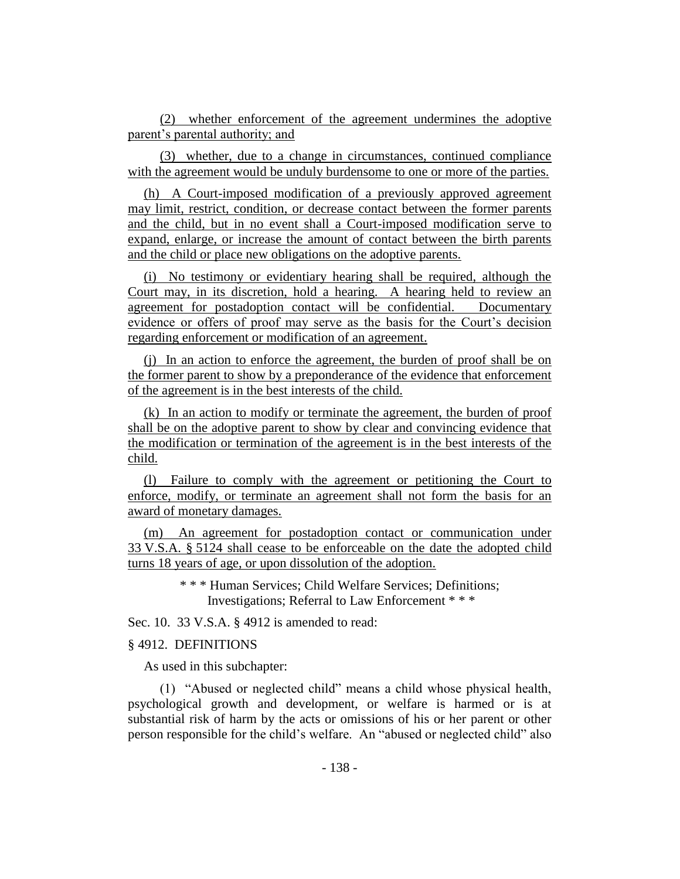(2) whether enforcement of the agreement undermines the adoptive parent's parental authority; and

(3) whether, due to a change in circumstances, continued compliance with the agreement would be unduly burdensome to one or more of the parties.

(h) A Court-imposed modification of a previously approved agreement may limit, restrict, condition, or decrease contact between the former parents and the child, but in no event shall a Court-imposed modification serve to expand, enlarge, or increase the amount of contact between the birth parents and the child or place new obligations on the adoptive parents.

(i) No testimony or evidentiary hearing shall be required, although the Court may, in its discretion, hold a hearing. A hearing held to review an agreement for postadoption contact will be confidential. Documentary evidence or offers of proof may serve as the basis for the Court's decision regarding enforcement or modification of an agreement.

(j) In an action to enforce the agreement, the burden of proof shall be on the former parent to show by a preponderance of the evidence that enforcement of the agreement is in the best interests of the child.

(k) In an action to modify or terminate the agreement, the burden of proof shall be on the adoptive parent to show by clear and convincing evidence that the modification or termination of the agreement is in the best interests of the child.

(l) Failure to comply with the agreement or petitioning the Court to enforce, modify, or terminate an agreement shall not form the basis for an award of monetary damages.

(m) An agreement for postadoption contact or communication under 33 V.S.A. § 5124 shall cease to be enforceable on the date the adopted child turns 18 years of age, or upon dissolution of the adoption.

\* \* \* Human Services; Child Welfare Services; Definitions; Investigations; Referral to Law Enforcement \* \* \*

Sec. 10. 33 V.S.A. § 4912 is amended to read:

§ 4912. DEFINITIONS

As used in this subchapter:

(1) "Abused or neglected child" means a child whose physical health, psychological growth and development, or welfare is harmed or is at substantial risk of harm by the acts or omissions of his or her parent or other person responsible for the child's welfare. An "abused or neglected child" also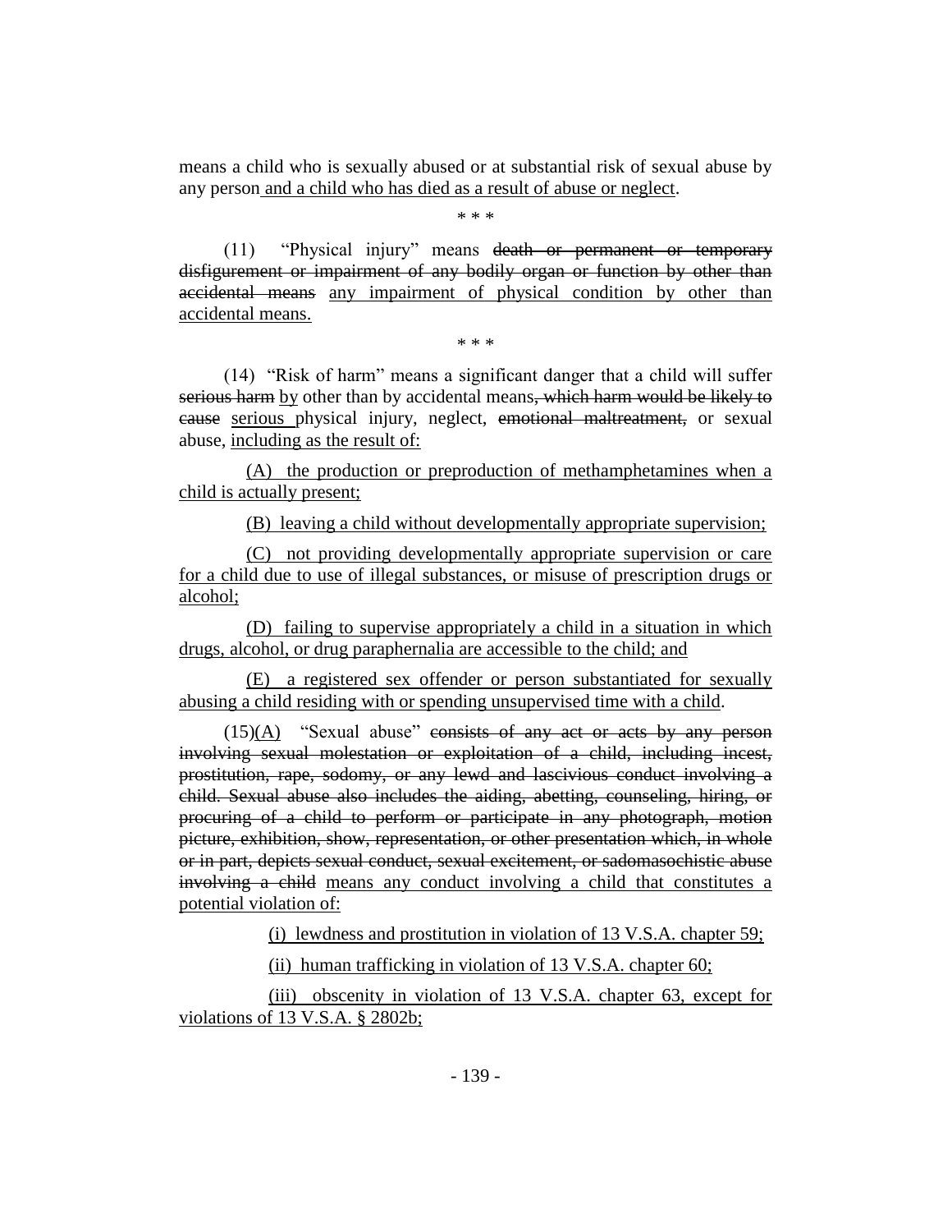means a child who is sexually abused or at substantial risk of sexual abuse by any person and a child who has died as a result of abuse or neglect.

\* \* \*

(11) "Physical injury" means ~~death or permanent or temporary disfigurement or impairment of any bodily organ or function by other than accidental means~~ any impairment of physical condition by other than accidental means.

\* \* \*

(14) "Risk of harm" means a significant danger that a child will suffer ~~serious harm~~ by other than by accidental means~~, which harm would be likely to cause~~ serious physical injury, neglect, ~~emotional maltreatment,~~ or sexual abuse, including as the result of:

(A) the production or preproduction of methamphetamines when a child is actually present;

(B) leaving a child without developmentally appropriate supervision;

(C) not providing developmentally appropriate supervision or care for a child due to use of illegal substances, or misuse of prescription drugs or alcohol;

(D) failing to supervise appropriately a child in a situation in which drugs, alcohol, or drug paraphernalia are accessible to the child; and

(E) a registered sex offender or person substantiated for sexually abusing a child residing with or spending unsupervised time with a child.

(15)(A) "Sexual abuse" ~~consists of any act or acts by any person involving sexual molestation or exploitation of a child, including incest, prostitution, rape, sodomy, or any lewd and lascivious conduct involving a child. Sexual abuse also includes the aiding, abetting, counseling, hiring, or procuring of a child to perform or participate in any photograph, motion picture, exhibition, show, representation, or other presentation which, in whole or in part, depicts sexual conduct, sexual excitement, or sadomasochistic abuse involving a child~~ means any conduct involving a child that constitutes a potential violation of:

(i) lewdness and prostitution in violation of 13 V.S.A. chapter 59;

(ii) human trafficking in violation of 13 V.S.A. chapter 60;

(iii) obscenity in violation of 13 V.S.A. chapter 63, except for violations of 13 V.S.A. § 2802b;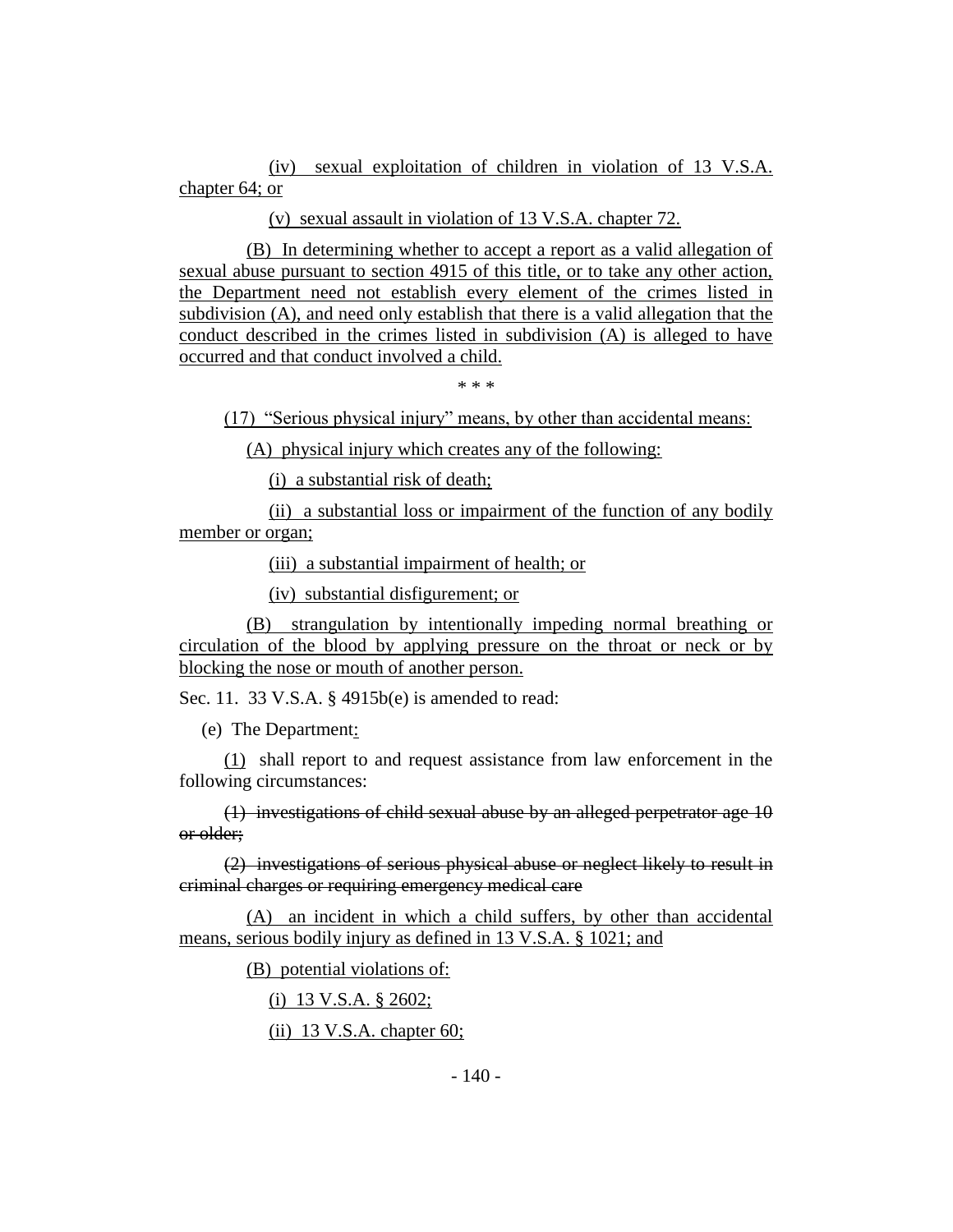(iv) sexual exploitation of children in violation of 13 V.S.A. chapter 64; or

(v) sexual assault in violation of 13 V.S.A. chapter 72.

(B) In determining whether to accept a report as a valid allegation of sexual abuse pursuant to section 4915 of this title, or to take any other action, the Department need not establish every element of the crimes listed in subdivision (A), and need only establish that there is a valid allegation that the conduct described in the crimes listed in subdivision (A) is alleged to have occurred and that conduct involved a child.

\* \* \*

(17) "Serious physical injury" means, by other than accidental means:

(A) physical injury which creates any of the following:

(i) a substantial risk of death;

(ii) a substantial loss or impairment of the function of any bodily member or organ;

(iii) a substantial impairment of health; or

(iv) substantial disfigurement; or

(B) strangulation by intentionally impeding normal breathing or circulation of the blood by applying pressure on the throat or neck or by blocking the nose or mouth of another person.

Sec. 11. 33 V.S.A. § 4915b(e) is amended to read:

(e) The Department:

(1) shall report to and request assistance from law enforcement in the following circumstances:

~~(1) investigations of child sexual abuse by an alleged perpetrator age 10 or older;~~

~~(2) investigations of serious physical abuse or neglect likely to result in criminal charges or requiring emergency medical care~~

(A) an incident in which a child suffers, by other than accidental means, serious bodily injury as defined in 13 V.S.A. § 1021; and

(B) potential violations of:

(i) 13 V.S.A. § 2602;

(ii) 13 V.S.A. chapter 60;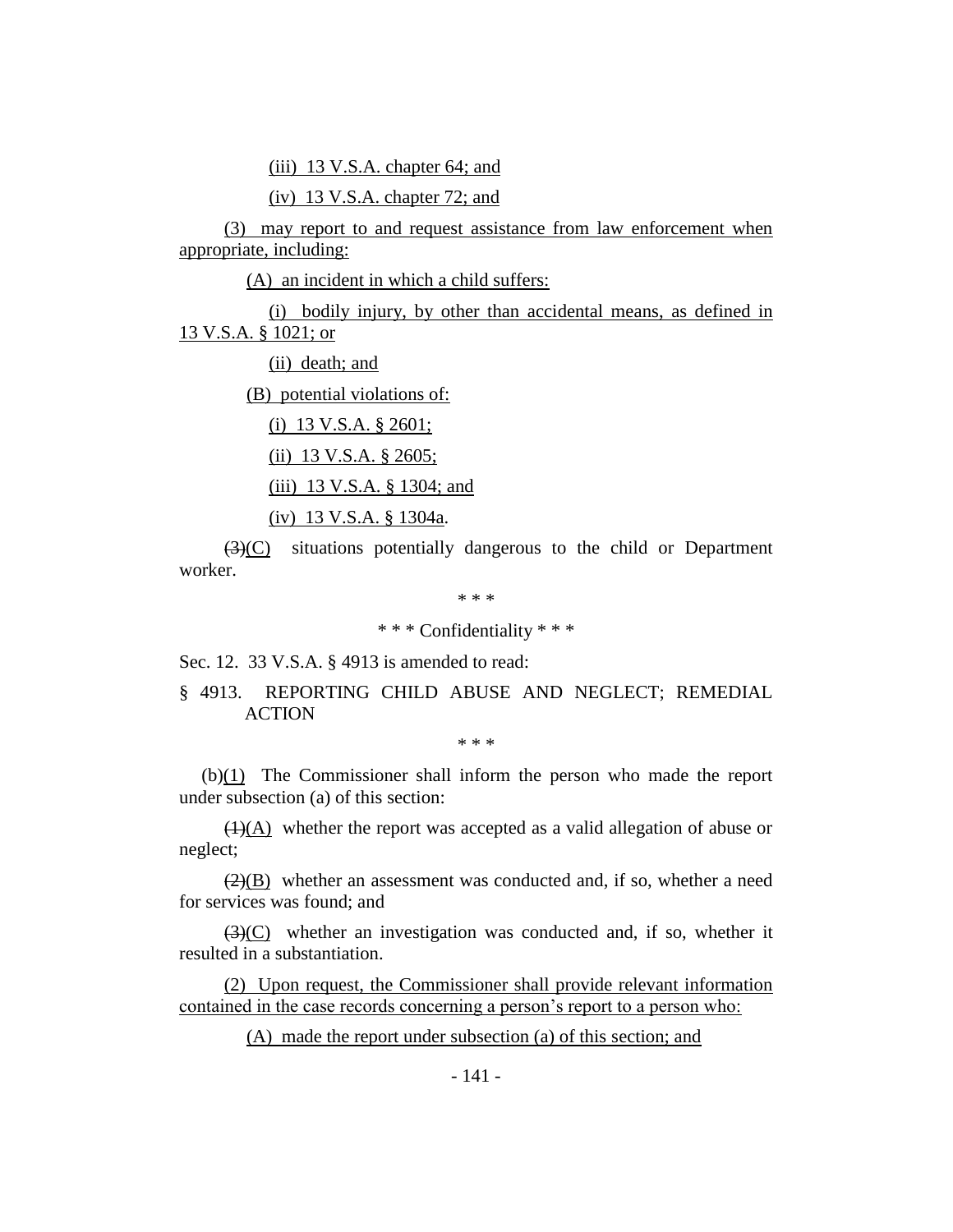(iii) 13 V.S.A. chapter 64; and

(iv) 13 V.S.A. chapter 72; and

(3) may report to and request assistance from law enforcement when appropriate, including:

(A) an incident in which a child suffers:

(i) bodily injury, by other than accidental means, as defined in 13 V.S.A. § 1021; or

(ii) death; and

(B) potential violations of:

(i) 13 V.S.A. § 2601;

(ii) 13 V.S.A. § 2605;

(iii) 13 V.S.A. § 1304; and

(iv) 13 V.S.A. § 1304a.

~~(3)~~(C) situations potentially dangerous to the child or Department worker.

\* \* \*

\* \* \* Confidentiality \* \* \*

Sec. 12. 33 V.S.A. § 4913 is amended to read:

§ 4913. REPORTING CHILD ABUSE AND NEGLECT; REMEDIAL ACTION

\* \* \*

(b)(1) The Commissioner shall inform the person who made the report under subsection (a) of this section:

~~(1)~~(A) whether the report was accepted as a valid allegation of abuse or neglect;

~~(2)~~(B) whether an assessment was conducted and, if so, whether a need for services was found; and

~~(3)~~(C) whether an investigation was conducted and, if so, whether it resulted in a substantiation.

(2) Upon request, the Commissioner shall provide relevant information contained in the case records concerning a person's report to a person who:

(A) made the report under subsection (a) of this section; and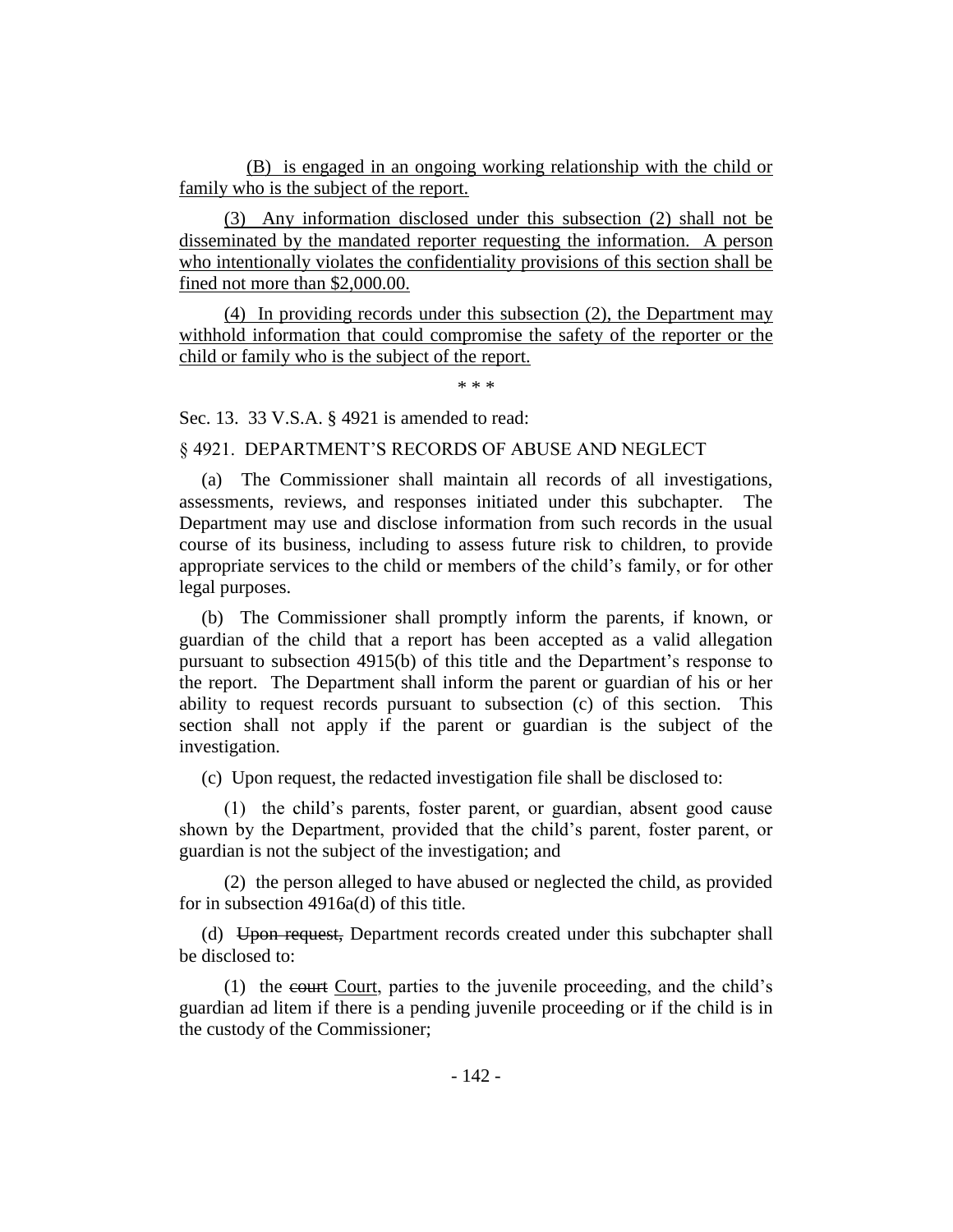(B) is engaged in an ongoing working relationship with the child or family who is the subject of the report.

(3) Any information disclosed under this subsection (2) shall not be disseminated by the mandated reporter requesting the information. A person who intentionally violates the confidentiality provisions of this section shall be fined not more than $2,000.00.

(4) In providing records under this subsection (2), the Department may withhold information that could compromise the safety of the reporter or the child or family who is the subject of the report.

\* \* \*

Sec. 13. 33 V.S.A. § 4921 is amended to read:

§ 4921. DEPARTMENT'S RECORDS OF ABUSE AND NEGLECT

(a) The Commissioner shall maintain all records of all investigations, assessments, reviews, and responses initiated under this subchapter. The Department may use and disclose information from such records in the usual course of its business, including to assess future risk to children, to provide appropriate services to the child or members of the child's family, or for other legal purposes.

(b) The Commissioner shall promptly inform the parents, if known, or guardian of the child that a report has been accepted as a valid allegation pursuant to subsection 4915(b) of this title and the Department's response to the report. The Department shall inform the parent or guardian of his or her ability to request records pursuant to subsection (c) of this section. This section shall not apply if the parent or guardian is the subject of the investigation.

(c) Upon request, the redacted investigation file shall be disclosed to:

(1) the child's parents, foster parent, or guardian, absent good cause shown by the Department, provided that the child's parent, foster parent, or guardian is not the subject of the investigation; and

(2) the person alleged to have abused or neglected the child, as provided for in subsection 4916a(d) of this title.

(d) ~~Upon request,~~ Department records created under this subchapter shall be disclosed to:

(1) the ~~court~~ Court, parties to the juvenile proceeding, and the child's guardian ad litem if there is a pending juvenile proceeding or if the child is in the custody of the Commissioner;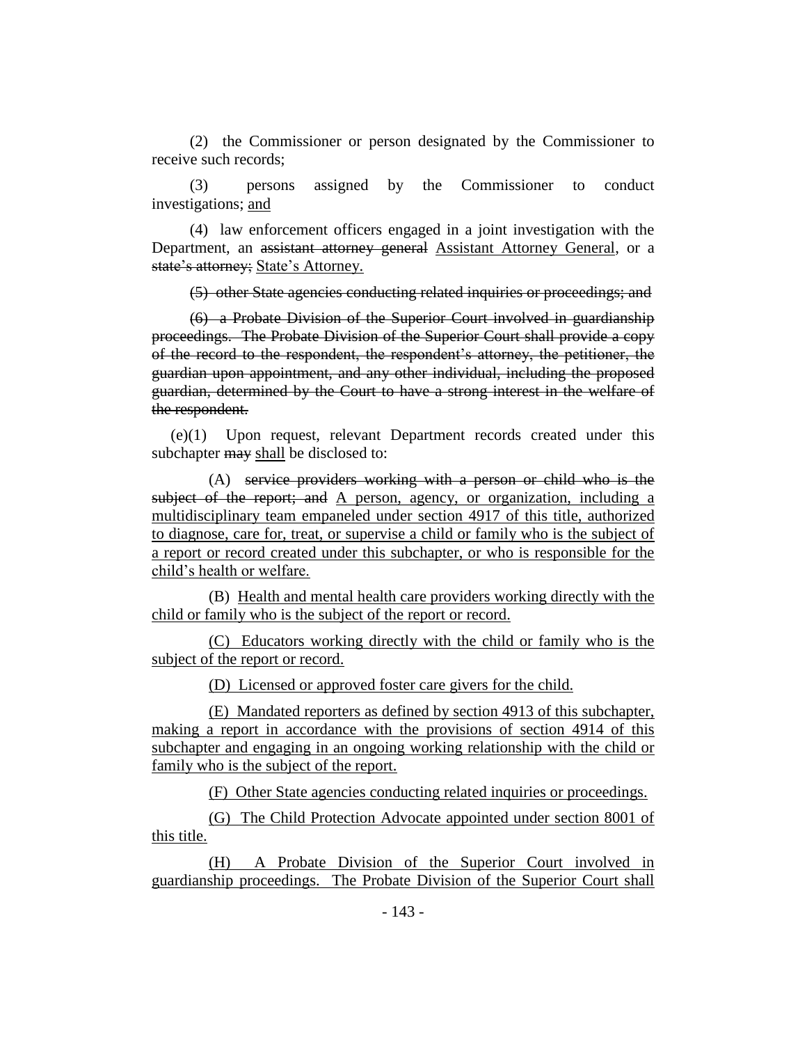(2) the Commissioner or person designated by the Commissioner to receive such records;

(3) persons assigned by the Commissioner to conduct investigations; <u>and</u>

(4) law enforcement officers engaged in a joint investigation with the Department, an ~~assistant attorney general~~ <u>Assistant Attorney General</u>, or a ~~state's attorney;~~ <u>State's Attorney.</u>

~~(5) other State agencies conducting related inquiries or proceedings; and~~

~~(6) a Probate Division of the Superior Court involved in guardianship proceedings. The Probate Division of the Superior Court shall provide a copy of the record to the respondent, the respondent's attorney, the petitioner, the guardian upon appointment, and any other individual, including the proposed guardian, determined by the Court to have a strong interest in the welfare of the respondent.~~

(e)(1) Upon request, relevant Department records created under this subchapter ~~may~~ <u>shall</u> be disclosed to:

(A) ~~service providers working with a person or child who is the subject of the report; and~~ <u>A person, agency, or organization, including a multidisciplinary team empaneled under section 4917 of this title, authorized to diagnose, care for, treat, or supervise a child or family who is the subject of a report or record created under this subchapter, or who is responsible for the child's health or welfare.</u>

(B) <u>Health and mental health care providers working directly with the child or family who is the subject of the report or record.</u>

<u>(C) Educators working directly with the child or family who is the subject of the report or record.</u>

<u>(D) Licensed or approved foster care givers for the child.</u>

<u>(E) Mandated reporters as defined by section 4913 of this subchapter, making a report in accordance with the provisions of section 4914 of this subchapter and engaging in an ongoing working relationship with the child or family who is the subject of the report.</u>

<u>(F) Other State agencies conducting related inquiries or proceedings.</u>

<u>(G) The Child Protection Advocate appointed under section 8001 of this title.</u>

<u>(H) A Probate Division of the Superior Court involved in guardianship proceedings. The Probate Division of the Superior Court shall</u>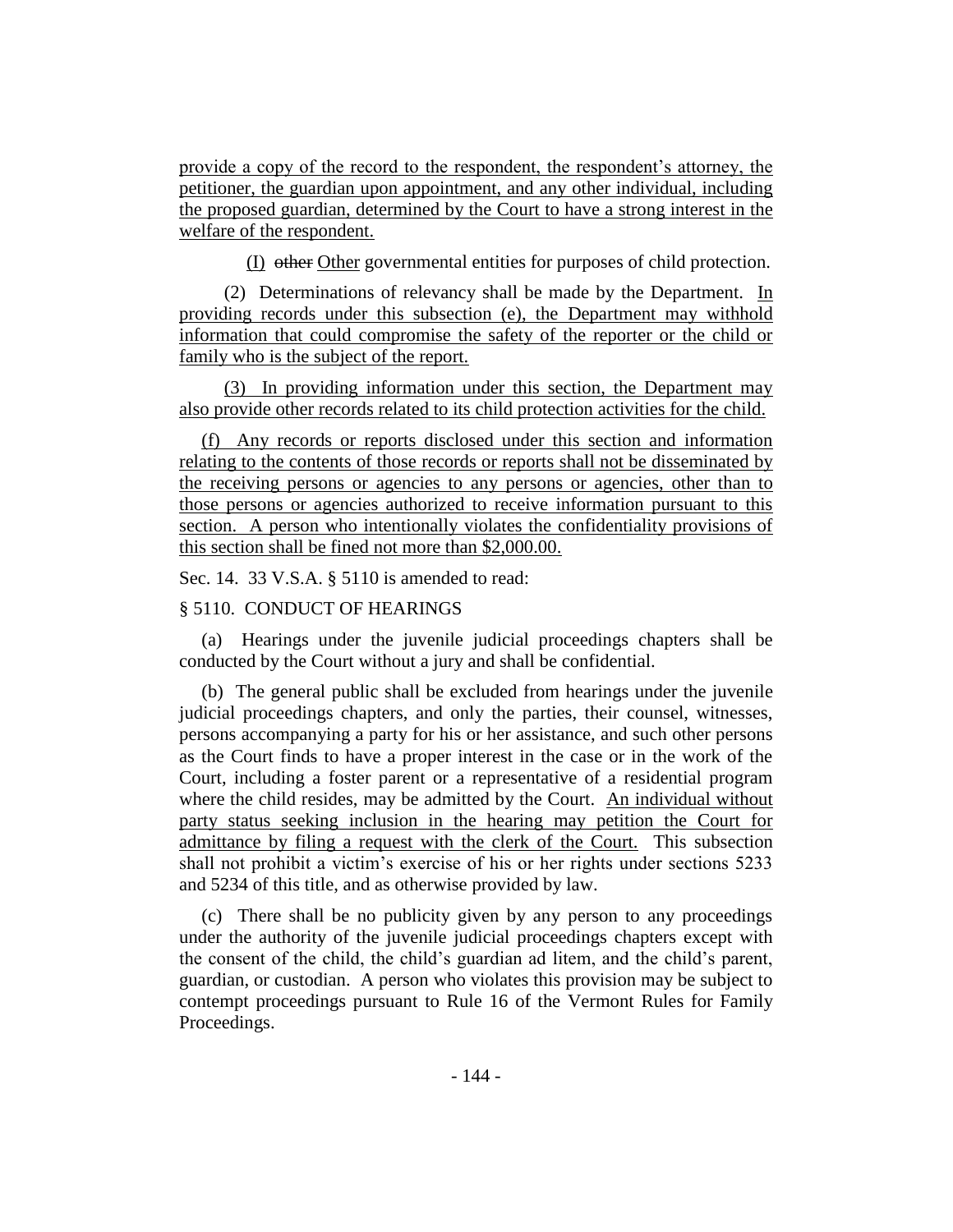provide a copy of the record to the respondent, the respondent's attorney, the petitioner, the guardian upon appointment, and any other individual, including the proposed guardian, determined by the Court to have a strong interest in the welfare of the respondent.

(I) ~~other~~ Other governmental entities for purposes of child protection.

(2) Determinations of relevancy shall be made by the Department. In providing records under this subsection (e), the Department may withhold information that could compromise the safety of the reporter or the child or family who is the subject of the report.

(3) In providing information under this section, the Department may also provide other records related to its child protection activities for the child.

(f) Any records or reports disclosed under this section and information relating to the contents of those records or reports shall not be disseminated by the receiving persons or agencies to any persons or agencies, other than to those persons or agencies authorized to receive information pursuant to this section. A person who intentionally violates the confidentiality provisions of this section shall be fined not more than $2,000.00.

Sec. 14. 33 V.S.A. § 5110 is amended to read:

§ 5110. CONDUCT OF HEARINGS

(a) Hearings under the juvenile judicial proceedings chapters shall be conducted by the Court without a jury and shall be confidential.

(b) The general public shall be excluded from hearings under the juvenile judicial proceedings chapters, and only the parties, their counsel, witnesses, persons accompanying a party for his or her assistance, and such other persons as the Court finds to have a proper interest in the case or in the work of the Court, including a foster parent or a representative of a residential program where the child resides, may be admitted by the Court. An individual without party status seeking inclusion in the hearing may petition the Court for admittance by filing a request with the clerk of the Court. This subsection shall not prohibit a victim's exercise of his or her rights under sections 5233 and 5234 of this title, and as otherwise provided by law.

(c) There shall be no publicity given by any person to any proceedings under the authority of the juvenile judicial proceedings chapters except with the consent of the child, the child's guardian ad litem, and the child's parent, guardian, or custodian. A person who violates this provision may be subject to contempt proceedings pursuant to Rule 16 of the Vermont Rules for Family Proceedings.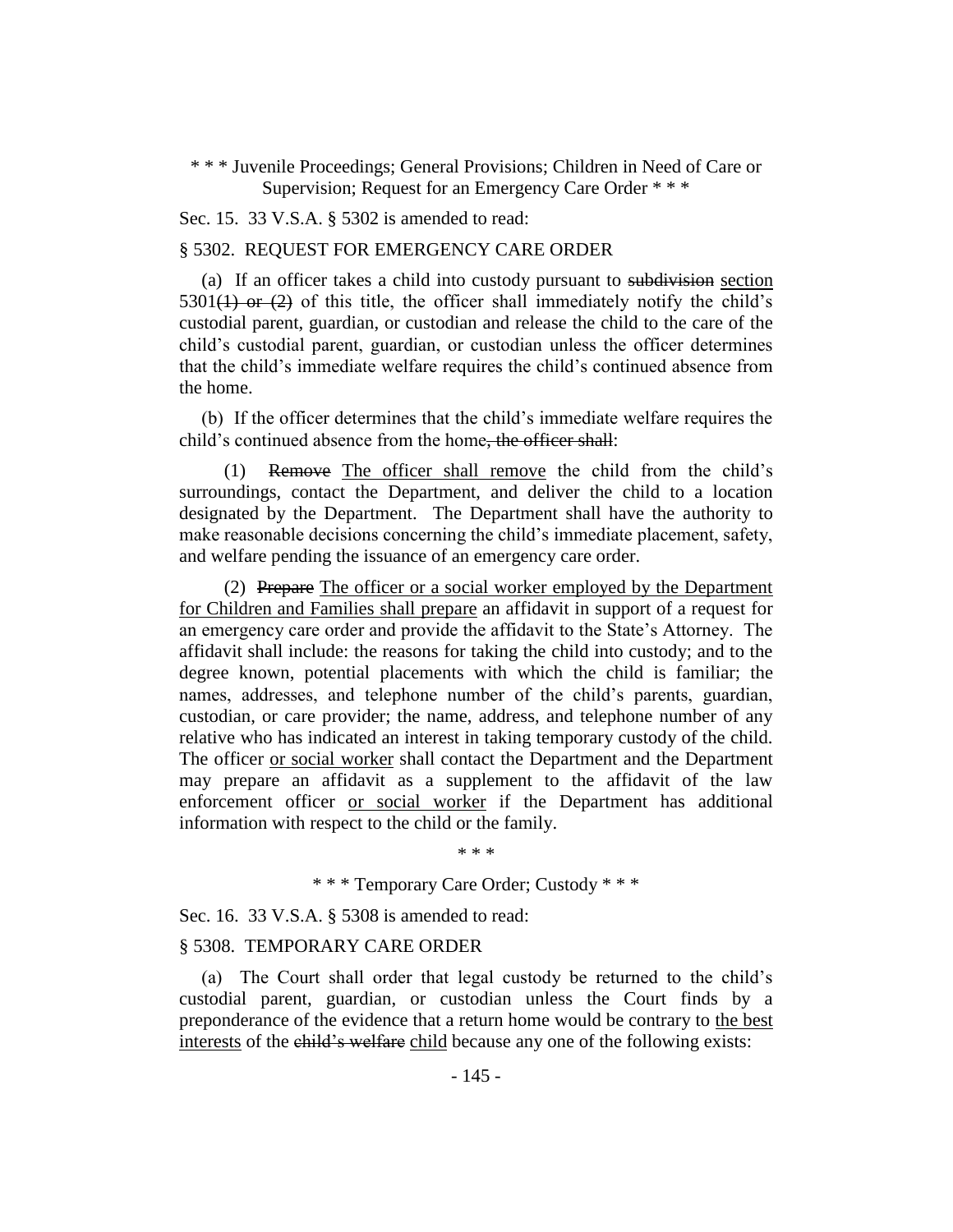\* \* \* Juvenile Proceedings; General Provisions; Children in Need of Care or Supervision; Request for an Emergency Care Order \* \* \*

Sec. 15. 33 V.S.A. § 5302 is amended to read:

§ 5302. REQUEST FOR EMERGENCY CARE ORDER

(a) If an officer takes a child into custody pursuant to ~~subdivision~~ <u>section</u> 5301~~(1) or (2)~~ of this title, the officer shall immediately notify the child's custodial parent, guardian, or custodian and release the child to the care of the child's custodial parent, guardian, or custodian unless the officer determines that the child's immediate welfare requires the child's continued absence from the home.

(b) If the officer determines that the child's immediate welfare requires the child's continued absence from the home~~, the officer shall~~:

(1) ~~Remove~~ <u>The officer shall remove</u> the child from the child's surroundings, contact the Department, and deliver the child to a location designated by the Department. The Department shall have the authority to make reasonable decisions concerning the child's immediate placement, safety, and welfare pending the issuance of an emergency care order.

(2) ~~Prepare~~ <u>The officer or a social worker employed by the Department for Children and Families shall prepare</u> an affidavit in support of a request for an emergency care order and provide the affidavit to the State's Attorney. The affidavit shall include: the reasons for taking the child into custody; and to the degree known, potential placements with which the child is familiar; the names, addresses, and telephone number of the child's parents, guardian, custodian, or care provider; the name, address, and telephone number of any relative who has indicated an interest in taking temporary custody of the child. The officer <u>or social worker</u> shall contact the Department and the Department may prepare an affidavit as a supplement to the affidavit of the law enforcement officer <u>or social worker</u> if the Department has additional information with respect to the child or the family.

\* \* \*

\* \* \* Temporary Care Order; Custody \* \* \*

Sec. 16. 33 V.S.A. § 5308 is amended to read:

§ 5308. TEMPORARY CARE ORDER

(a) The Court shall order that legal custody be returned to the child's custodial parent, guardian, or custodian unless the Court finds by a preponderance of the evidence that a return home would be contrary to <u>the best interests</u> of the ~~child's welfare~~ <u>child</u> because any one of the following exists: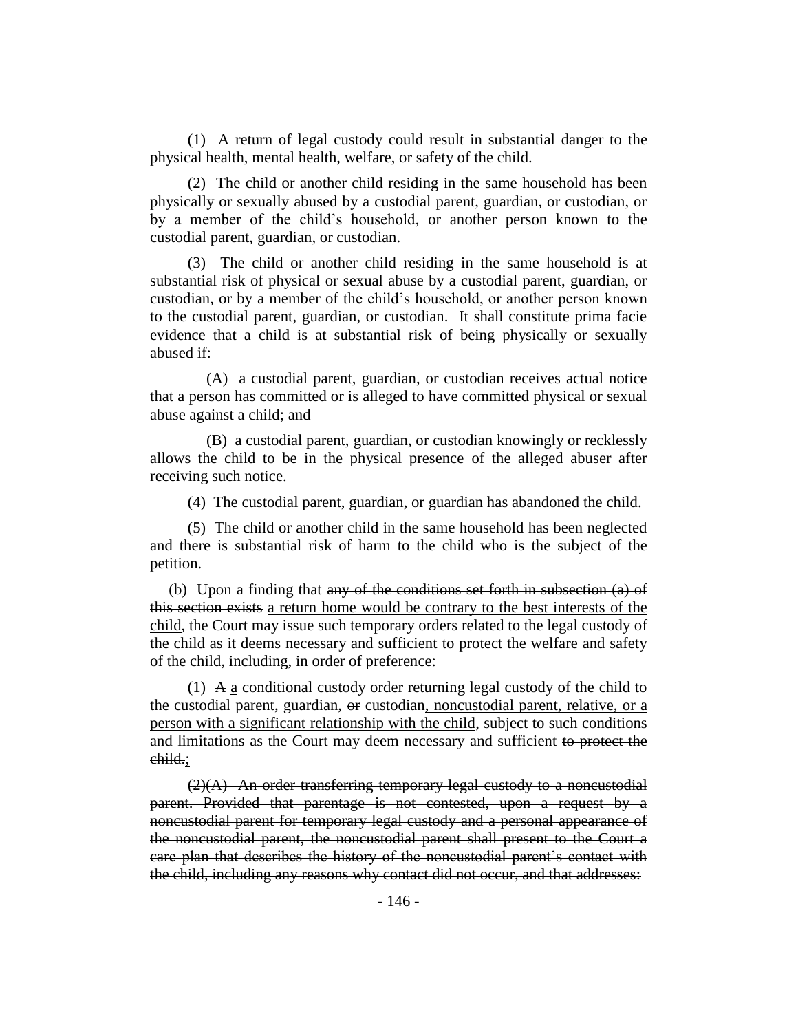(1) A return of legal custody could result in substantial danger to the physical health, mental health, welfare, or safety of the child.

(2) The child or another child residing in the same household has been physically or sexually abused by a custodial parent, guardian, or custodian, or by a member of the child's household, or another person known to the custodial parent, guardian, or custodian.

(3) The child or another child residing in the same household is at substantial risk of physical or sexual abuse by a custodial parent, guardian, or custodian, or by a member of the child's household, or another person known to the custodial parent, guardian, or custodian. It shall constitute prima facie evidence that a child is at substantial risk of being physically or sexually abused if:

(A) a custodial parent, guardian, or custodian receives actual notice that a person has committed or is alleged to have committed physical or sexual abuse against a child; and

(B) a custodial parent, guardian, or custodian knowingly or recklessly allows the child to be in the physical presence of the alleged abuser after receiving such notice.

(4) The custodial parent, guardian, or guardian has abandoned the child.

(5) The child or another child in the same household has been neglected and there is substantial risk of harm to the child who is the subject of the petition.

(b) Upon a finding that ~~any of the conditions set forth in subsection (a) of this section exists~~ <u>a return home would be contrary to the best interests of the child</u>, the Court may issue such temporary orders related to the legal custody of the child as it deems necessary and sufficient ~~to protect the welfare and safety of the child~~, including~~, in order of preference~~:

(1) ~~A~~ <u>a</u> conditional custody order returning legal custody of the child to the custodial parent, guardian, ~~or~~ custodian<u>, noncustodial parent, relative, or a person with a significant relationship with the child</u>, subject to such conditions and limitations as the Court may deem necessary and sufficient ~~to protect the child.~~<u>;</u>

~~(2)(A) An order transferring temporary legal custody to a noncustodial parent. Provided that parentage is not contested, upon a request by a noncustodial parent for temporary legal custody and a personal appearance of the noncustodial parent, the noncustodial parent shall present to the Court a care plan that describes the history of the noncustodial parent's contact with the child, including any reasons why contact did not occur, and that addresses:~~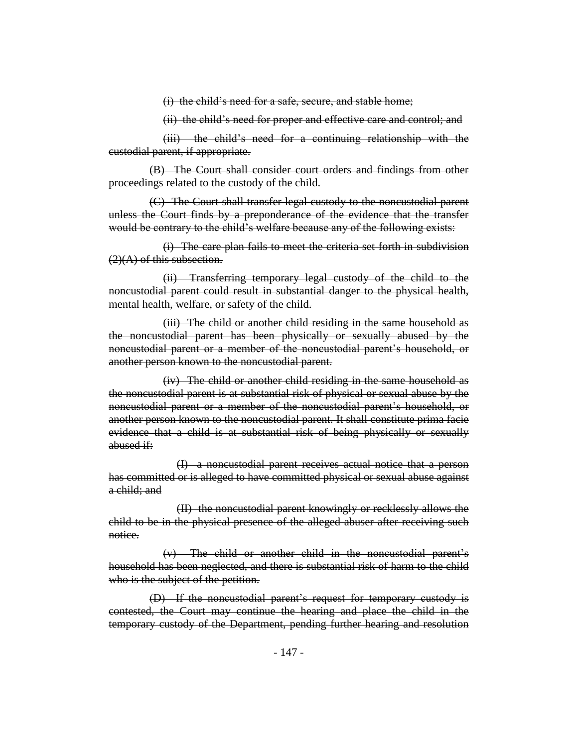~~(i) the child's need for a safe, secure, and stable home;~~

~~(ii) the child's need for proper and effective care and control; and~~

~~(iii) the child's need for a continuing relationship with the custodial parent, if appropriate.~~

~~(B) The Court shall consider court orders and findings from other proceedings related to the custody of the child.~~

~~(C) The Court shall transfer legal custody to the noncustodial parent unless the Court finds by a preponderance of the evidence that the transfer would be contrary to the child's welfare because any of the following exists:~~

~~(i) The care plan fails to meet the criteria set forth in subdivision (2)(A) of this subsection.~~

~~(ii) Transferring temporary legal custody of the child to the noncustodial parent could result in substantial danger to the physical health, mental health, welfare, or safety of the child.~~

~~(iii) The child or another child residing in the same household as the noncustodial parent has been physically or sexually abused by the noncustodial parent or a member of the noncustodial parent's household, or another person known to the noncustodial parent.~~

~~(iv) The child or another child residing in the same household as the noncustodial parent is at substantial risk of physical or sexual abuse by the noncustodial parent or a member of the noncustodial parent's household, or another person known to the noncustodial parent. It shall constitute prima facie evidence that a child is at substantial risk of being physically or sexually abused if:~~

~~(I) a noncustodial parent receives actual notice that a person has committed or is alleged to have committed physical or sexual abuse against a child; and~~

~~(II) the noncustodial parent knowingly or recklessly allows the child to be in the physical presence of the alleged abuser after receiving such notice.~~

~~(v) The child or another child in the noncustodial parent's household has been neglected, and there is substantial risk of harm to the child who is the subject of the petition.~~

~~(D) If the noncustodial parent's request for temporary custody is contested, the Court may continue the hearing and place the child in the temporary custody of the Department, pending further hearing and resolution~~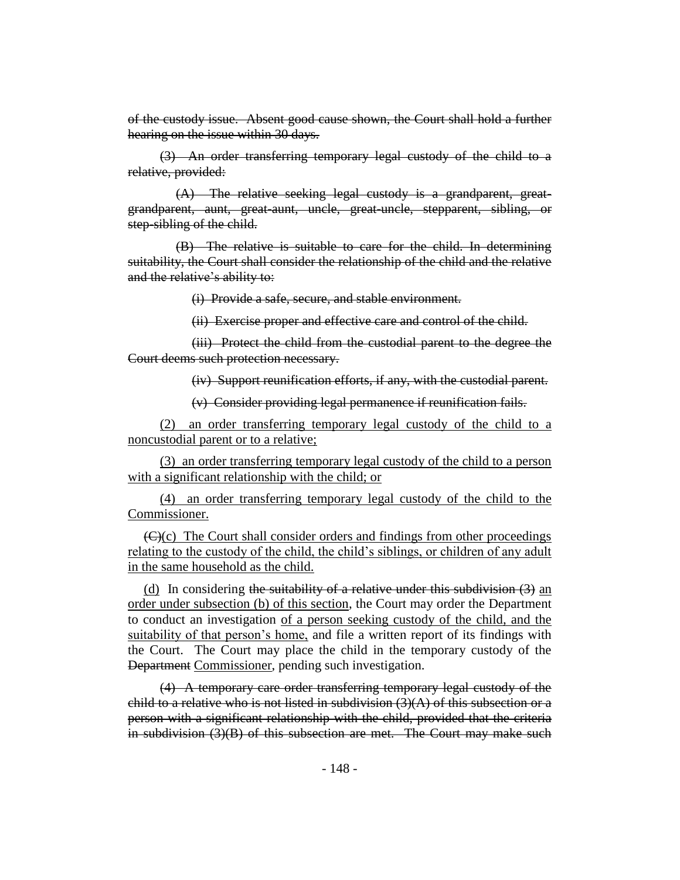~~of the custody issue. Absent good cause shown, the Court shall hold a further hearing on the issue within 30 days.~~

~~(3) An order transferring temporary legal custody of the child to a relative, provided:~~

~~(A) The relative seeking legal custody is a grandparent, great-grandparent, aunt, great-aunt, uncle, great-uncle, stepparent, sibling, or step-sibling of the child.~~

~~(B) The relative is suitable to care for the child. In determining suitability, the Court shall consider the relationship of the child and the relative and the relative's ability to:~~

~~(i) Provide a safe, secure, and stable environment.~~

~~(ii) Exercise proper and effective care and control of the child.~~

~~(iii) Protect the child from the custodial parent to the degree the Court deems such protection necessary.~~

~~(iv) Support reunification efforts, if any, with the custodial parent.~~

~~(v) Consider providing legal permanence if reunification fails.~~

<u>(2) an order transferring temporary legal custody of the child to a noncustodial parent or to a relative;</u>

<u>(3) an order transferring temporary legal custody of the child to a person with a significant relationship with the child; or</u>

<u>(4) an order transferring temporary legal custody of the child to the Commissioner.</u>

~~(C)~~<u>(c)</u> The Court shall consider orders and findings from other proceedings <u>relating to the custody of the child, the child's siblings, or children of any adult in the same household as the child.</u>

<u>(d)</u> In considering ~~the suitability of a relative under this subdivision (3)~~ <u>an order under subsection (b) of this section</u>, the Court may order the Department to conduct an investigation <u>of a person seeking custody of the child, and the suitability of that person's home,</u> and file a written report of its findings with the Court. The Court may place the child in the temporary custody of the ~~Department~~ <u>Commissioner</u>, pending such investigation.

~~(4) A temporary care order transferring temporary legal custody of the child to a relative who is not listed in subdivision (3)(A) of this subsection or a person with a significant relationship with the child, provided that the criteria in subdivision (3)(B) of this subsection are met. The Court may make such~~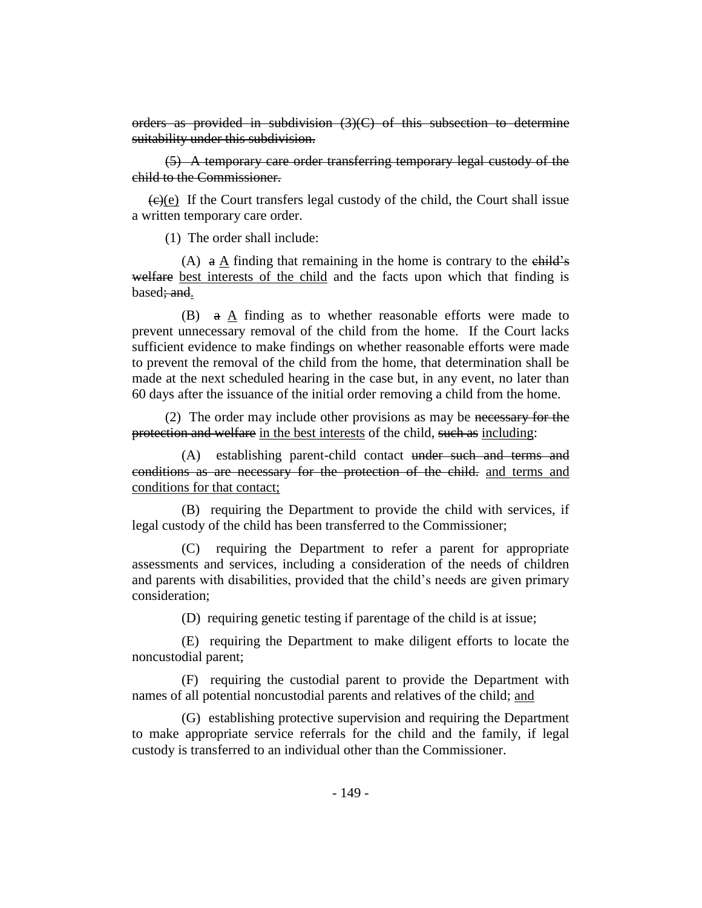~~orders as provided in subdivision (3)(C) of this subsection to determine suitability under this subdivision.~~

~~(5) A temporary care order transferring temporary legal custody of the child to the Commissioner.~~

~~(c)~~(e) If the Court transfers legal custody of the child, the Court shall issue a written temporary care order.

(1) The order shall include:

(A) ~~a~~ A finding that remaining in the home is contrary to the ~~child's welfare~~ best interests of the child and the facts upon which that finding is based~~; and~~.

(B) ~~a~~ A finding as to whether reasonable efforts were made to prevent unnecessary removal of the child from the home. If the Court lacks sufficient evidence to make findings on whether reasonable efforts were made to prevent the removal of the child from the home, that determination shall be made at the next scheduled hearing in the case but, in any event, no later than 60 days after the issuance of the initial order removing a child from the home.

(2) The order may include other provisions as may be ~~necessary for the protection and welfare~~ in the best interests of the child, ~~such as~~ including:

(A) establishing parent-child contact ~~under such and terms and conditions as are necessary for the protection of the child.~~ and terms and conditions for that contact;

(B) requiring the Department to provide the child with services, if legal custody of the child has been transferred to the Commissioner;

(C) requiring the Department to refer a parent for appropriate assessments and services, including a consideration of the needs of children and parents with disabilities, provided that the child's needs are given primary consideration;

(D) requiring genetic testing if parentage of the child is at issue;

(E) requiring the Department to make diligent efforts to locate the noncustodial parent;

(F) requiring the custodial parent to provide the Department with names of all potential noncustodial parents and relatives of the child; and

(G) establishing protective supervision and requiring the Department to make appropriate service referrals for the child and the family, if legal custody is transferred to an individual other than the Commissioner.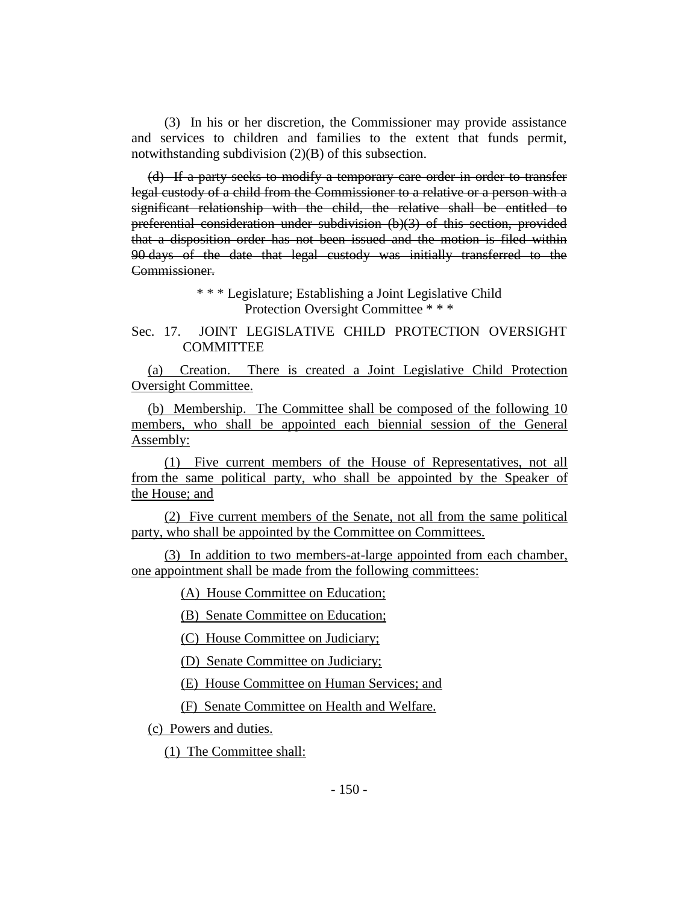(3) In his or her discretion, the Commissioner may provide assistance and services to children and families to the extent that funds permit, notwithstanding subdivision (2)(B) of this subsection.

~~(d) If a party seeks to modify a temporary care order in order to transfer legal custody of a child from the Commissioner to a relative or a person with a significant relationship with the child, the relative shall be entitled to preferential consideration under subdivision (b)(3) of this section, provided that a disposition order has not been issued and the motion is filed within 90 days of the date that legal custody was initially transferred to the Commissioner.~~

\* \* \* Legislature; Establishing a Joint Legislative Child Protection Oversight Committee \* \* \*

Sec. 17. JOINT LEGISLATIVE CHILD PROTECTION OVERSIGHT COMMITTEE

<u>(a) Creation. There is created a Joint Legislative Child Protection Oversight Committee.</u>

<u>(b) Membership. The Committee shall be composed of the following 10 members, who shall be appointed each biennial session of the General Assembly:</u>

<u>(1) Five current members of the House of Representatives, not all from the same political party, who shall be appointed by the Speaker of the House; and</u>

<u>(2) Five current members of the Senate, not all from the same political party, who shall be appointed by the Committee on Committees.</u>

<u>(3) In addition to two members-at-large appointed from each chamber, one appointment shall be made from the following committees:</u>

<u>(A) House Committee on Education;</u>

<u>(B) Senate Committee on Education;</u>

<u>(C) House Committee on Judiciary;</u>

<u>(D) Senate Committee on Judiciary;</u>

<u>(E) House Committee on Human Services; and</u>

<u>(F) Senate Committee on Health and Welfare.</u>

<u>(c) Powers and duties.</u>

<u>(1) The Committee shall:</u>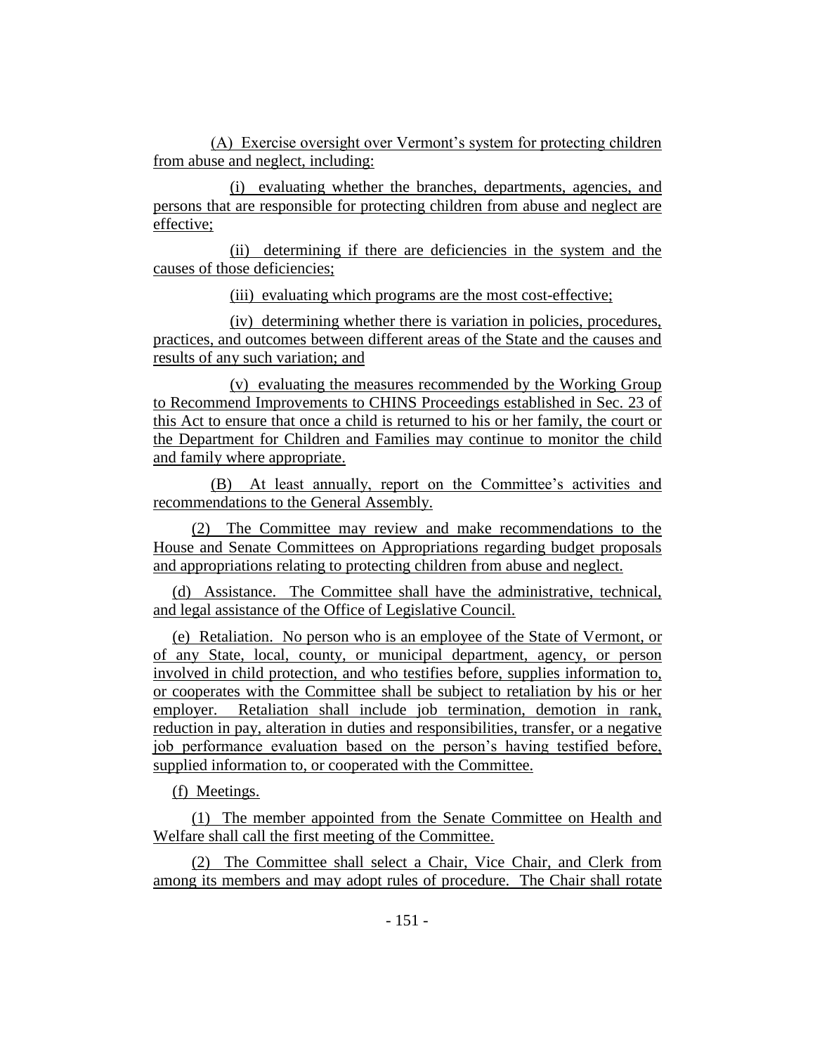(A) Exercise oversight over Vermont's system for protecting children from abuse and neglect, including:

(i) evaluating whether the branches, departments, agencies, and persons that are responsible for protecting children from abuse and neglect are effective;

(ii) determining if there are deficiencies in the system and the causes of those deficiencies;

(iii) evaluating which programs are the most cost-effective;

(iv) determining whether there is variation in policies, procedures, practices, and outcomes between different areas of the State and the causes and results of any such variation; and

(v) evaluating the measures recommended by the Working Group to Recommend Improvements to CHINS Proceedings established in Sec. 23 of this Act to ensure that once a child is returned to his or her family, the court or the Department for Children and Families may continue to monitor the child and family where appropriate.

(B) At least annually, report on the Committee's activities and recommendations to the General Assembly.

(2) The Committee may review and make recommendations to the House and Senate Committees on Appropriations regarding budget proposals and appropriations relating to protecting children from abuse and neglect.

(d) Assistance. The Committee shall have the administrative, technical, and legal assistance of the Office of Legislative Council.

(e) Retaliation. No person who is an employee of the State of Vermont, or of any State, local, county, or municipal department, agency, or person involved in child protection, and who testifies before, supplies information to, or cooperates with the Committee shall be subject to retaliation by his or her employer. Retaliation shall include job termination, demotion in rank, reduction in pay, alteration in duties and responsibilities, transfer, or a negative job performance evaluation based on the person's having testified before, supplied information to, or cooperated with the Committee.

(f) Meetings.

(1) The member appointed from the Senate Committee on Health and Welfare shall call the first meeting of the Committee.

(2) The Committee shall select a Chair, Vice Chair, and Clerk from among its members and may adopt rules of procedure. The Chair shall rotate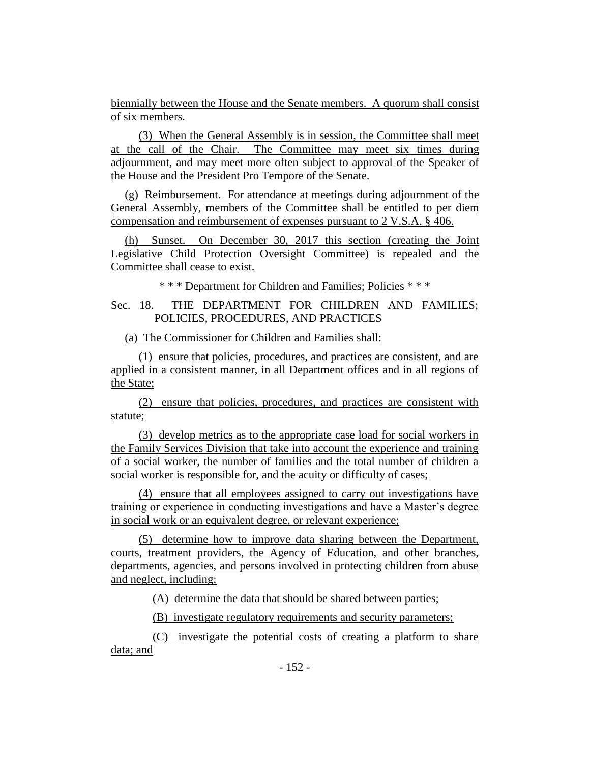biennially between the House and the Senate members. A quorum shall consist of six members.

(3) When the General Assembly is in session, the Committee shall meet at the call of the Chair. The Committee may meet six times during adjournment, and may meet more often subject to approval of the Speaker of the House and the President Pro Tempore of the Senate.

(g) Reimbursement. For attendance at meetings during adjournment of the General Assembly, members of the Committee shall be entitled to per diem compensation and reimbursement of expenses pursuant to 2 V.S.A. § 406.

(h) Sunset. On December 30, 2017 this section (creating the Joint Legislative Child Protection Oversight Committee) is repealed and the Committee shall cease to exist.

\* \* \* Department for Children and Families; Policies \* \* \*

Sec. 18. THE DEPARTMENT FOR CHILDREN AND FAMILIES; POLICIES, PROCEDURES, AND PRACTICES

(a) The Commissioner for Children and Families shall:

(1) ensure that policies, procedures, and practices are consistent, and are applied in a consistent manner, in all Department offices and in all regions of the State;

(2) ensure that policies, procedures, and practices are consistent with statute;

(3) develop metrics as to the appropriate case load for social workers in the Family Services Division that take into account the experience and training of a social worker, the number of families and the total number of children a social worker is responsible for, and the acuity or difficulty of cases;

(4) ensure that all employees assigned to carry out investigations have training or experience in conducting investigations and have a Master's degree in social work or an equivalent degree, or relevant experience;

(5) determine how to improve data sharing between the Department, courts, treatment providers, the Agency of Education, and other branches, departments, agencies, and persons involved in protecting children from abuse and neglect, including:

(A) determine the data that should be shared between parties;

(B) investigate regulatory requirements and security parameters;

(C) investigate the potential costs of creating a platform to share data; and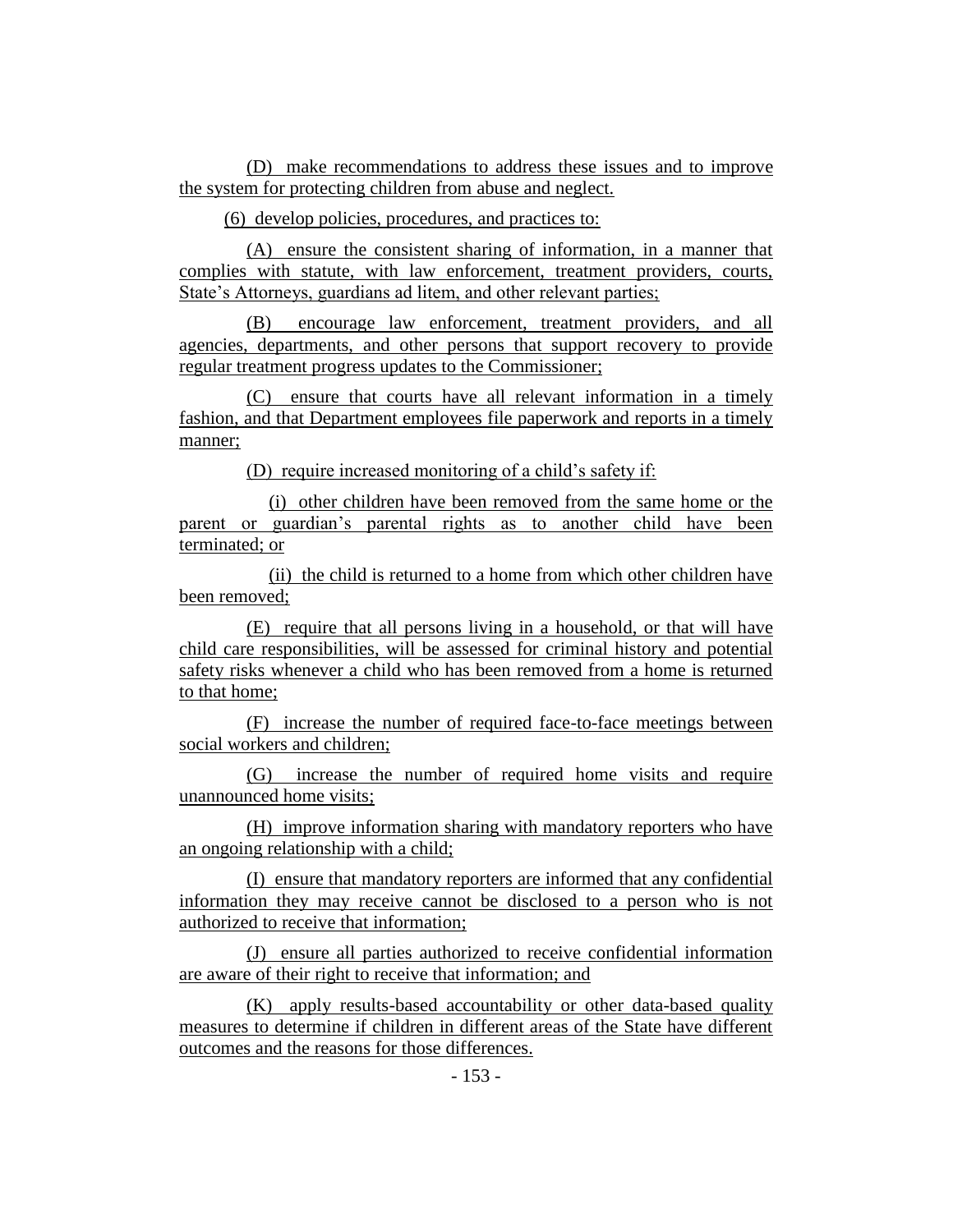(D) make recommendations to address these issues and to improve the system for protecting children from abuse and neglect.

(6) develop policies, procedures, and practices to:

(A) ensure the consistent sharing of information, in a manner that complies with statute, with law enforcement, treatment providers, courts, State's Attorneys, guardians ad litem, and other relevant parties;

(B) encourage law enforcement, treatment providers, and all agencies, departments, and other persons that support recovery to provide regular treatment progress updates to the Commissioner;

(C) ensure that courts have all relevant information in a timely fashion, and that Department employees file paperwork and reports in a timely manner;

(D) require increased monitoring of a child's safety if:

(i) other children have been removed from the same home or the parent or guardian's parental rights as to another child have been terminated; or

(ii) the child is returned to a home from which other children have been removed;

(E) require that all persons living in a household, or that will have child care responsibilities, will be assessed for criminal history and potential safety risks whenever a child who has been removed from a home is returned to that home;

(F) increase the number of required face-to-face meetings between social workers and children;

(G) increase the number of required home visits and require unannounced home visits;

(H) improve information sharing with mandatory reporters who have an ongoing relationship with a child;

(I) ensure that mandatory reporters are informed that any confidential information they may receive cannot be disclosed to a person who is not authorized to receive that information;

(J) ensure all parties authorized to receive confidential information are aware of their right to receive that information; and

(K) apply results-based accountability or other data-based quality measures to determine if children in different areas of the State have different outcomes and the reasons for those differences.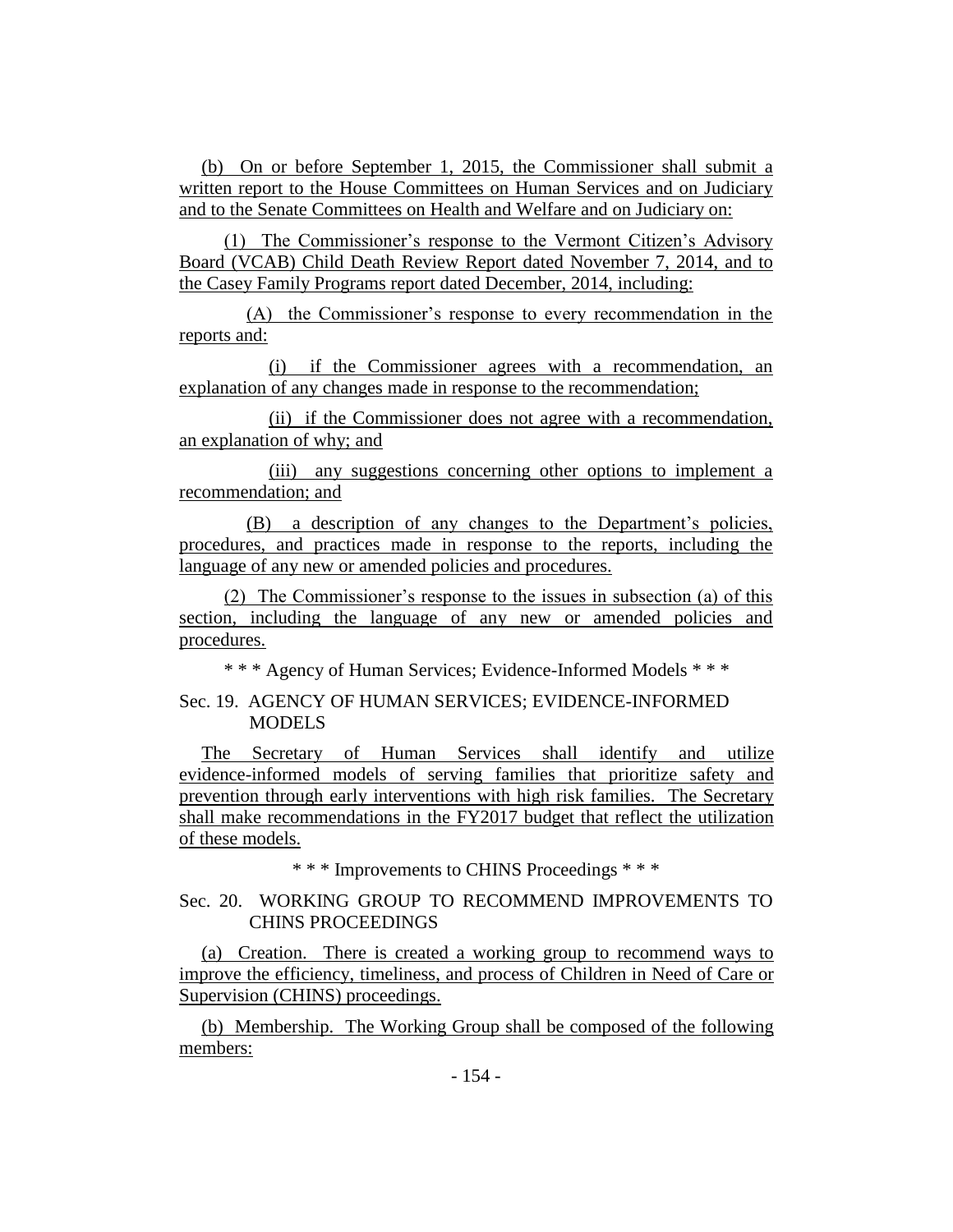(b) On or before September 1, 2015, the Commissioner shall submit a written report to the House Committees on Human Services and on Judiciary and to the Senate Committees on Health and Welfare and on Judiciary on:

(1) The Commissioner's response to the Vermont Citizen's Advisory Board (VCAB) Child Death Review Report dated November 7, 2014, and to the Casey Family Programs report dated December, 2014, including:

(A) the Commissioner's response to every recommendation in the reports and:

(i) if the Commissioner agrees with a recommendation, an explanation of any changes made in response to the recommendation;

(ii) if the Commissioner does not agree with a recommendation, an explanation of why; and

(iii) any suggestions concerning other options to implement a recommendation; and

(B) a description of any changes to the Department's policies, procedures, and practices made in response to the reports, including the language of any new or amended policies and procedures.

(2) The Commissioner's response to the issues in subsection (a) of this section, including the language of any new or amended policies and procedures.

\* \* \* Agency of Human Services; Evidence-Informed Models \* \* \*

Sec. 19. AGENCY OF HUMAN SERVICES; EVIDENCE-INFORMED MODELS

The Secretary of Human Services shall identify and utilize evidence-informed models of serving families that prioritize safety and prevention through early interventions with high risk families. The Secretary shall make recommendations in the FY2017 budget that reflect the utilization of these models.

\* \* \* Improvements to CHINS Proceedings \* \* \*

Sec. 20. WORKING GROUP TO RECOMMEND IMPROVEMENTS TO CHINS PROCEEDINGS

(a) Creation. There is created a working group to recommend ways to improve the efficiency, timeliness, and process of Children in Need of Care or Supervision (CHINS) proceedings.

(b) Membership. The Working Group shall be composed of the following members: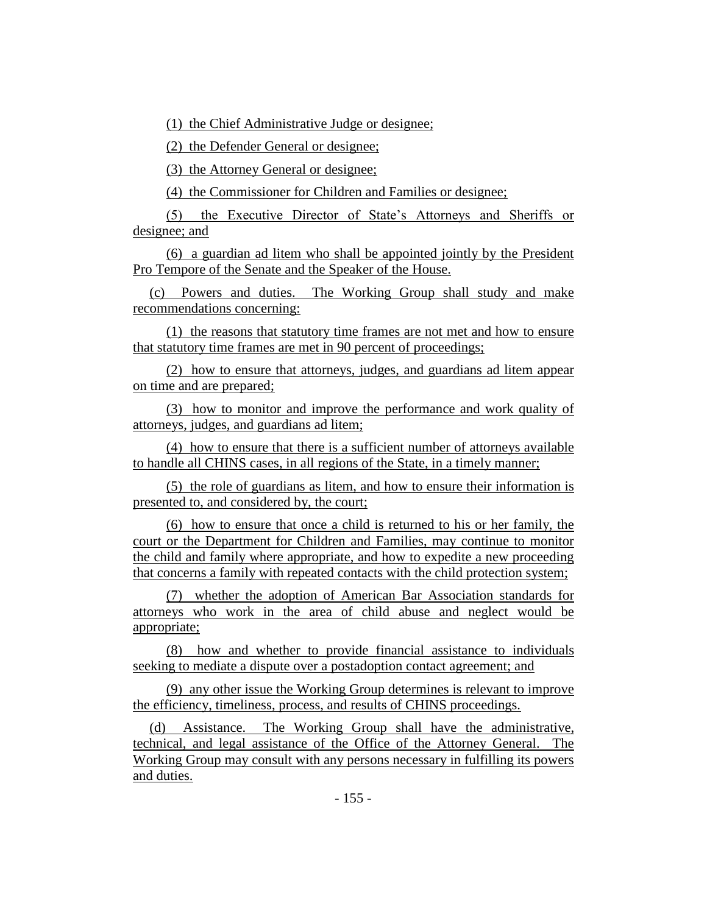(1) the Chief Administrative Judge or designee;

(2) the Defender General or designee;

(3) the Attorney General or designee;

(4) the Commissioner for Children and Families or designee;

(5) the Executive Director of State's Attorneys and Sheriffs or designee; and

(6) a guardian ad litem who shall be appointed jointly by the President Pro Tempore of the Senate and the Speaker of the House.

(c) Powers and duties. The Working Group shall study and make recommendations concerning:

(1) the reasons that statutory time frames are not met and how to ensure that statutory time frames are met in 90 percent of proceedings;

(2) how to ensure that attorneys, judges, and guardians ad litem appear on time and are prepared;

(3) how to monitor and improve the performance and work quality of attorneys, judges, and guardians ad litem;

(4) how to ensure that there is a sufficient number of attorneys available to handle all CHINS cases, in all regions of the State, in a timely manner;

(5) the role of guardians as litem, and how to ensure their information is presented to, and considered by, the court;

(6) how to ensure that once a child is returned to his or her family, the court or the Department for Children and Families, may continue to monitor the child and family where appropriate, and how to expedite a new proceeding that concerns a family with repeated contacts with the child protection system;

(7) whether the adoption of American Bar Association standards for attorneys who work in the area of child abuse and neglect would be appropriate;

(8) how and whether to provide financial assistance to individuals seeking to mediate a dispute over a postadoption contact agreement; and

(9) any other issue the Working Group determines is relevant to improve the efficiency, timeliness, process, and results of CHINS proceedings.

(d) Assistance. The Working Group shall have the administrative, technical, and legal assistance of the Office of the Attorney General. The Working Group may consult with any persons necessary in fulfilling its powers and duties.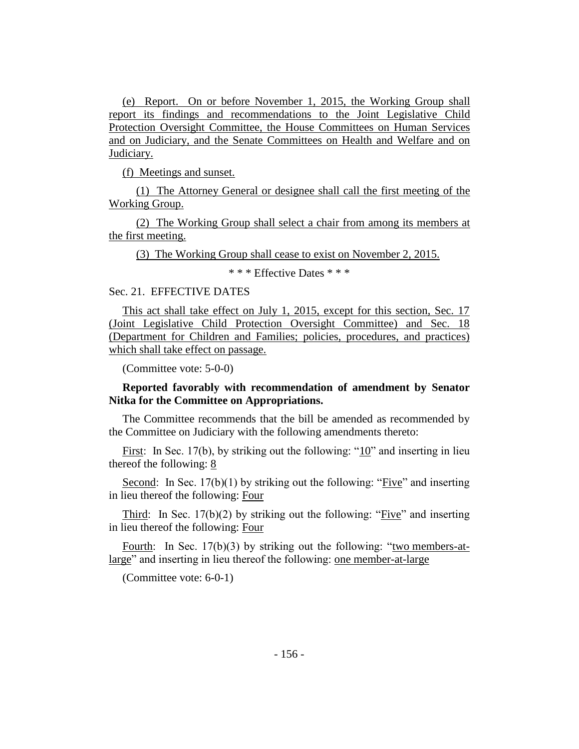(e) Report. On or before November 1, 2015, the Working Group shall report its findings and recommendations to the Joint Legislative Child Protection Oversight Committee, the House Committees on Human Services and on Judiciary, and the Senate Committees on Health and Welfare and on Judiciary.

(f) Meetings and sunset.

(1) The Attorney General or designee shall call the first meeting of the Working Group.

(2) The Working Group shall select a chair from among its members at the first meeting.

(3) The Working Group shall cease to exist on November 2, 2015.

\* \* \* Effective Dates \* \* \*

Sec. 21. EFFECTIVE DATES

This act shall take effect on July 1, 2015, except for this section, Sec. 17 (Joint Legislative Child Protection Oversight Committee) and Sec. 18 (Department for Children and Families; policies, procedures, and practices) which shall take effect on passage.

(Committee vote: 5-0-0)

**Reported favorably with recommendation of amendment by Senator Nitka for the Committee on Appropriations.**

The Committee recommends that the bill be amended as recommended by the Committee on Judiciary with the following amendments thereto:

First: In Sec. 17(b), by striking out the following: "10" and inserting in lieu thereof the following: 8

Second: In Sec. 17(b)(1) by striking out the following: "Five" and inserting in lieu thereof the following: Four

Third: In Sec. 17(b)(2) by striking out the following: "Five" and inserting in lieu thereof the following: Four

Fourth: In Sec. 17(b)(3) by striking out the following: "two members-at-large" and inserting in lieu thereof the following: one member-at-large

(Committee vote: 6-0-1)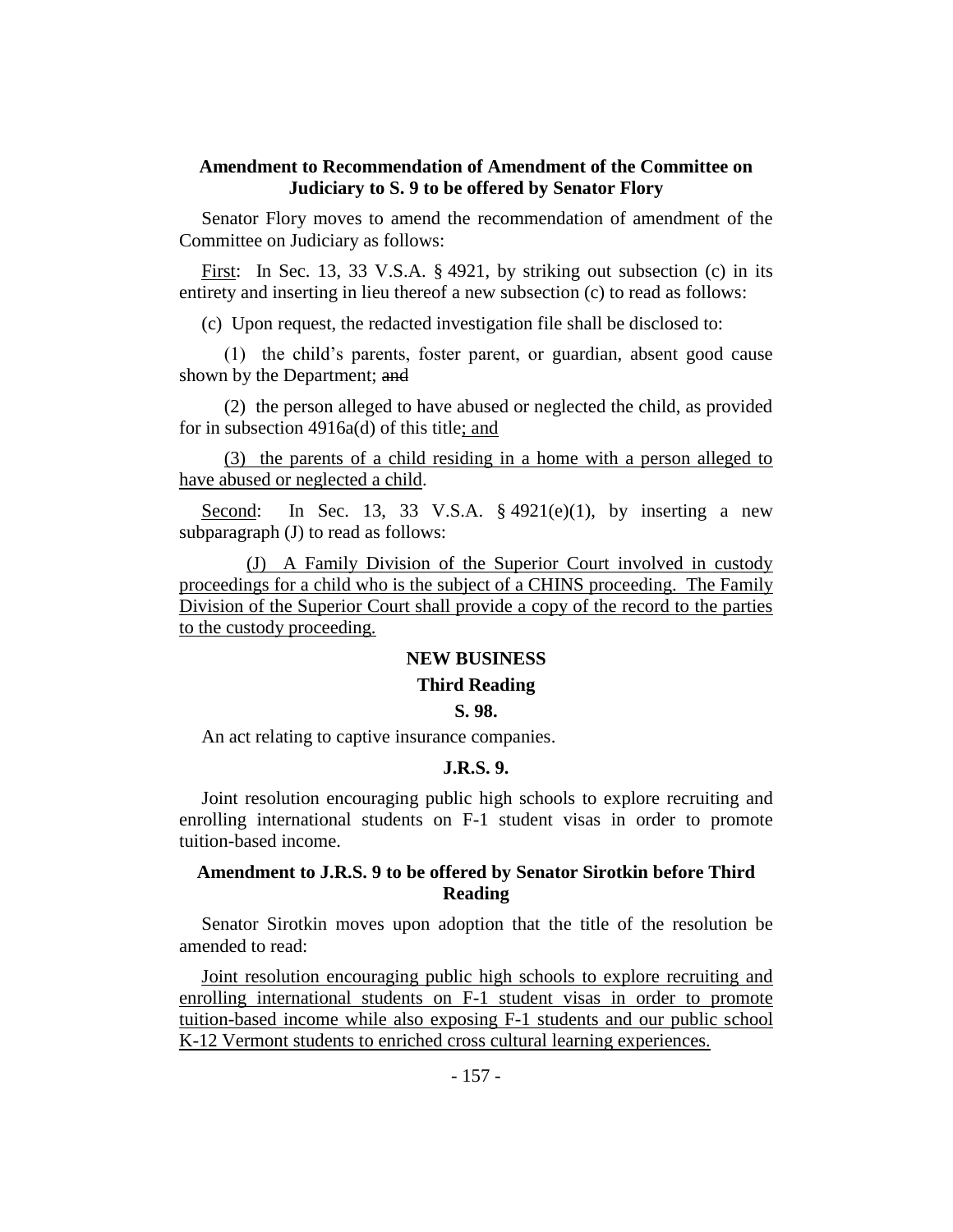**Amendment to Recommendation of Amendment of the Committee on Judiciary to S. 9 to be offered by Senator Flory**

Senator Flory moves to amend the recommendation of amendment of the Committee on Judiciary as follows:

First: In Sec. 13, 33 V.S.A. § 4921, by striking out subsection (c) in its entirety and inserting in lieu thereof a new subsection (c) to read as follows:

(c) Upon request, the redacted investigation file shall be disclosed to:

(1) the child's parents, foster parent, or guardian, absent good cause shown by the Department; ~~and~~

(2) the person alleged to have abused or neglected the child, as provided for in subsection 4916a(d) of this title; and

(3) the parents of a child residing in a home with a person alleged to have abused or neglected a child.

Second: In Sec. 13, 33 V.S.A. § 4921(e)(1), by inserting a new subparagraph (J) to read as follows:

(J) A Family Division of the Superior Court involved in custody proceedings for a child who is the subject of a CHINS proceeding. The Family Division of the Superior Court shall provide a copy of the record to the parties to the custody proceeding.

## NEW BUSINESS

### Third Reading

**S. 98.**

An act relating to captive insurance companies.

**J.R.S. 9.**

Joint resolution encouraging public high schools to explore recruiting and enrolling international students on F-1 student visas in order to promote tuition-based income.

**Amendment to J.R.S. 9 to be offered by Senator Sirotkin before Third Reading**

Senator Sirotkin moves upon adoption that the title of the resolution be amended to read:

Joint resolution encouraging public high schools to explore recruiting and enrolling international students on F-1 student visas in order to promote tuition-based income while also exposing F-1 students and our public school K-12 Vermont students to enriched cross cultural learning experiences.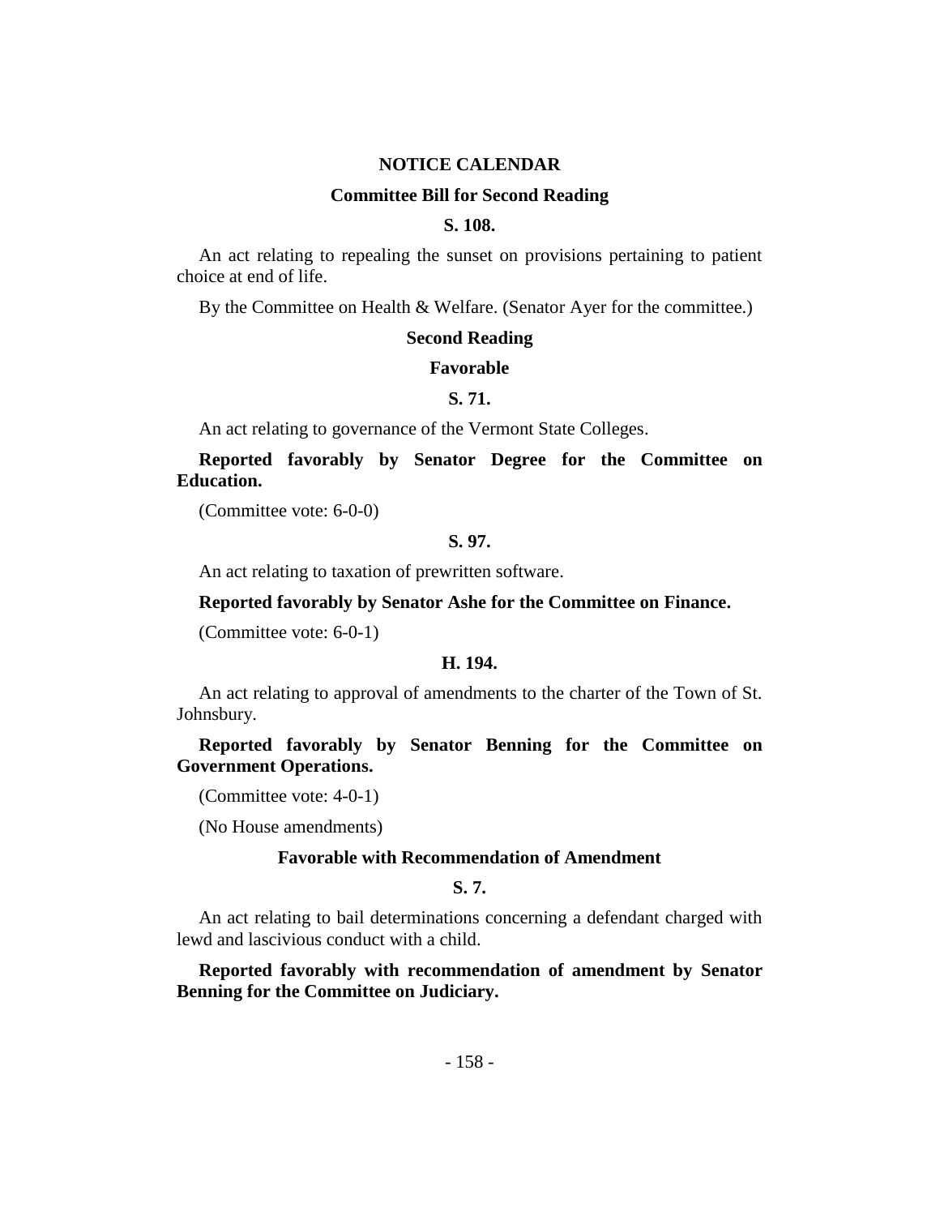## NOTICE CALENDAR

### Committee Bill for Second Reading

**S. 108.**

An act relating to repealing the sunset on provisions pertaining to patient choice at end of life.

By the Committee on Health & Welfare. (Senator Ayer for the committee.)

### Second Reading

### Favorable

**S. 71.**

An act relating to governance of the Vermont State Colleges.

**Reported favorably by Senator Degree for the Committee on Education.**

(Committee vote: 6-0-0)

**S. 97.**

An act relating to taxation of prewritten software.

**Reported favorably by Senator Ashe for the Committee on Finance.**

(Committee vote: 6-0-1)

**H. 194.**

An act relating to approval of amendments to the charter of the Town of St. Johnsbury.

**Reported favorably by Senator Benning for the Committee on Government Operations.**

(Committee vote: 4-0-1)

(No House amendments)

### Favorable with Recommendation of Amendment

**S. 7.**

An act relating to bail determinations concerning a defendant charged with lewd and lascivious conduct with a child.

**Reported favorably with recommendation of amendment by Senator Benning for the Committee on Judiciary.**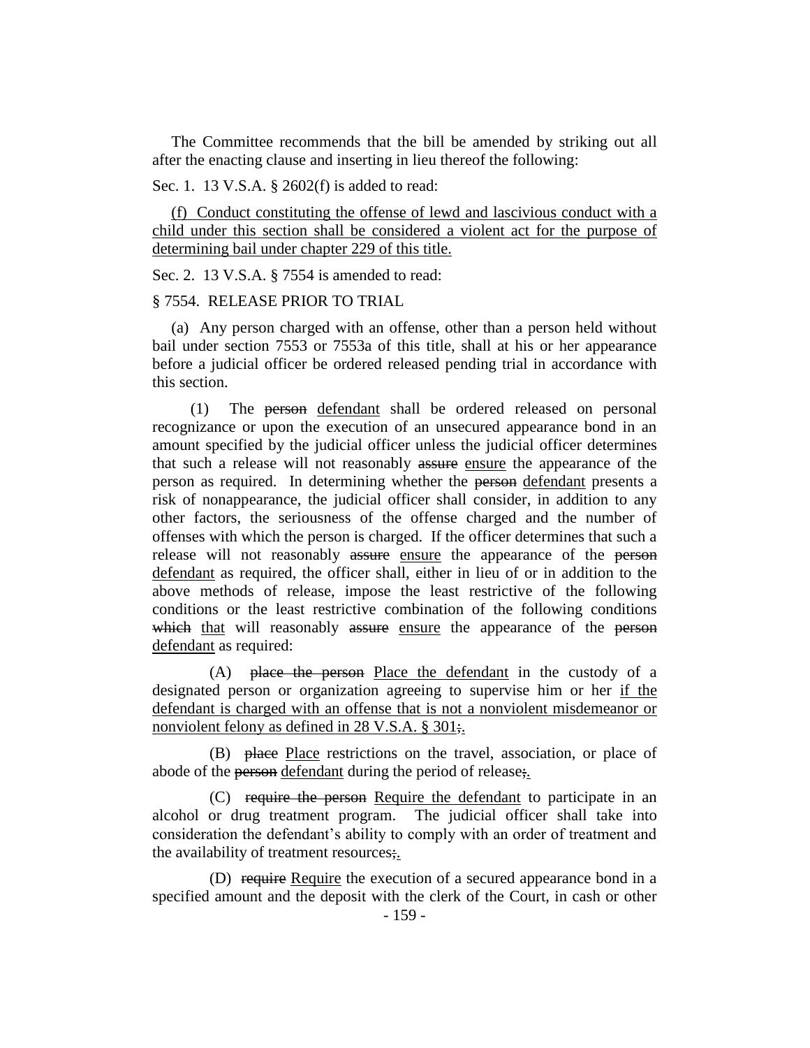The Committee recommends that the bill be amended by striking out all after the enacting clause and inserting in lieu thereof the following:

Sec. 1. 13 V.S.A. § 2602(f) is added to read:

<u>(f) Conduct constituting the offense of lewd and lascivious conduct with a child under this section shall be considered a violent act for the purpose of determining bail under chapter 229 of this title.</u>

Sec. 2. 13 V.S.A. § 7554 is amended to read:

§ 7554. RELEASE PRIOR TO TRIAL

(a) Any person charged with an offense, other than a person held without bail under section 7553 or 7553a of this title, shall at his or her appearance before a judicial officer be ordered released pending trial in accordance with this section.

(1) The ~~person~~ <u>defendant</u> shall be ordered released on personal recognizance or upon the execution of an unsecured appearance bond in an amount specified by the judicial officer unless the judicial officer determines that such a release will not reasonably ~~assure~~ <u>ensure</u> the appearance of the person as required. In determining whether the ~~person~~ <u>defendant</u> presents a risk of nonappearance, the judicial officer shall consider, in addition to any other factors, the seriousness of the offense charged and the number of offenses with which the person is charged. If the officer determines that such a release will not reasonably ~~assure~~ <u>ensure</u> the appearance of the ~~person~~ <u>defendant</u> as required, the officer shall, either in lieu of or in addition to the above methods of release, impose the least restrictive of the following conditions or the least restrictive combination of the following conditions ~~which~~ <u>that</u> will reasonably ~~assure~~ <u>ensure</u> the appearance of the ~~person~~ <u>defendant</u> as required:

(A) ~~place the person~~ <u>Place the defendant</u> in the custody of a designated person or organization agreeing to supervise him or her <u>if the defendant is charged with an offense that is not a nonviolent misdemeanor or nonviolent felony as defined in 28 V.S.A. § 301</u>~~;~~<u>.</u>

(B) ~~place~~ <u>Place</u> restrictions on the travel, association, or place of abode of the ~~person~~ <u>defendant</u> during the period of release~~;~~<u>.</u>

(C) ~~require the person~~ <u>Require the defendant</u> to participate in an alcohol or drug treatment program. The judicial officer shall take into consideration the defendant's ability to comply with an order of treatment and the availability of treatment resources~~;~~<u>.</u>

(D) ~~require~~ <u>Require</u> the execution of a secured appearance bond in a specified amount and the deposit with the clerk of the Court, in cash or other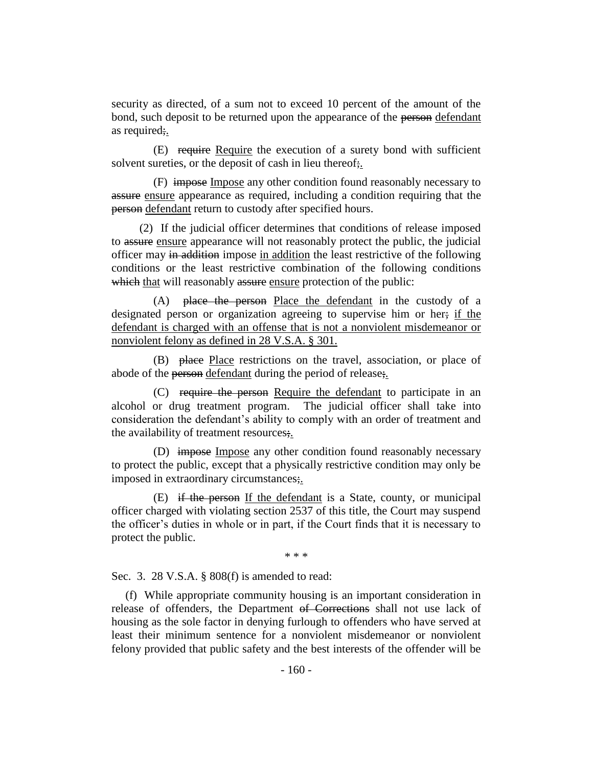security as directed, of a sum not to exceed 10 percent of the amount of the bond, such deposit to be returned upon the appearance of the ~~person~~ <u>defendant</u> as required~~;~~<u>.</u>

(E) ~~require~~ <u>Require</u> the execution of a surety bond with sufficient solvent sureties, or the deposit of cash in lieu thereof~~;~~<u>.</u>

(F) ~~impose~~ <u>Impose</u> any other condition found reasonably necessary to ~~assure~~ <u>ensure</u> appearance as required, including a condition requiring that the ~~person~~ <u>defendant</u> return to custody after specified hours.

(2) If the judicial officer determines that conditions of release imposed to ~~assure~~ <u>ensure</u> appearance will not reasonably protect the public, the judicial officer may ~~in addition~~ impose <u>in addition</u> the least restrictive of the following conditions or the least restrictive combination of the following conditions ~~which~~ <u>that</u> will reasonably ~~assure~~ <u>ensure</u> protection of the public:

(A) ~~place the person~~ <u>Place the defendant</u> in the custody of a designated person or organization agreeing to supervise him or her~~;~~ <u>if the defendant is charged with an offense that is not a nonviolent misdemeanor or nonviolent felony as defined in 28 V.S.A. § 301.</u>

(B) ~~place~~ <u>Place</u> restrictions on the travel, association, or place of abode of the ~~person~~ <u>defendant</u> during the period of release~~;~~<u>.</u>

(C) ~~require the person~~ <u>Require the defendant</u> to participate in an alcohol or drug treatment program. The judicial officer shall take into consideration the defendant's ability to comply with an order of treatment and the availability of treatment resources~~;~~<u>.</u>

(D) ~~impose~~ <u>Impose</u> any other condition found reasonably necessary to protect the public, except that a physically restrictive condition may only be imposed in extraordinary circumstances~~;~~<u>.</u>

(E) ~~if the person~~ <u>If the defendant</u> is a State, county, or municipal officer charged with violating section 2537 of this title, the Court may suspend the officer's duties in whole or in part, if the Court finds that it is necessary to protect the public.

\* \* \*

Sec. 3. 28 V.S.A. § 808(f) is amended to read:

(f) While appropriate community housing is an important consideration in release of offenders, the Department ~~of Corrections~~ shall not use lack of housing as the sole factor in denying furlough to offenders who have served at least their minimum sentence for a nonviolent misdemeanor or nonviolent felony provided that public safety and the best interests of the offender will be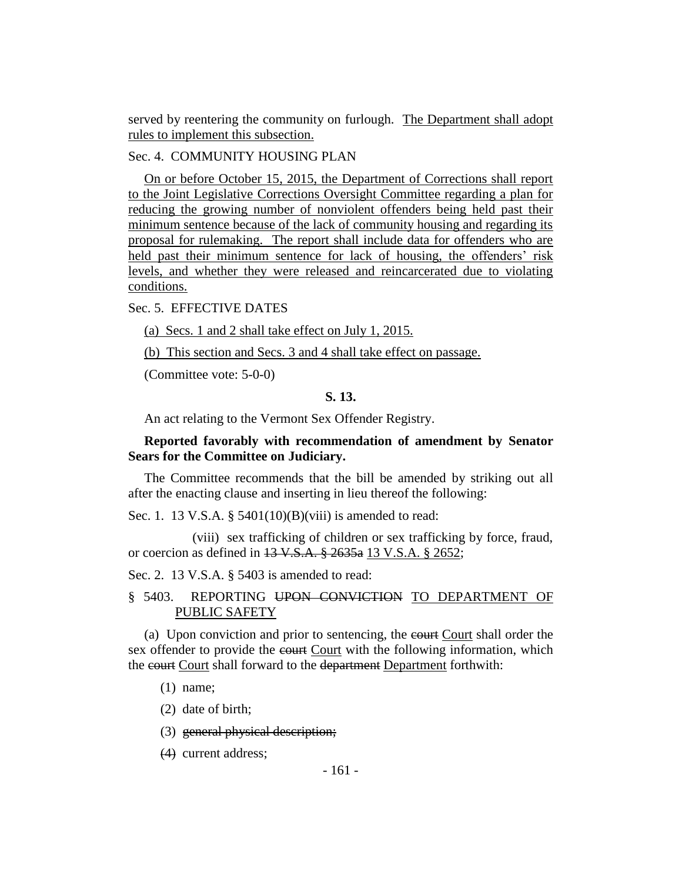served by reentering the community on furlough. <u>The Department shall adopt rules to implement this subsection.</u>

Sec. 4. COMMUNITY HOUSING PLAN

<u>On or before October 15, 2015, the Department of Corrections shall report to the Joint Legislative Corrections Oversight Committee regarding a plan for reducing the growing number of nonviolent offenders being held past their minimum sentence because of the lack of community housing and regarding its proposal for rulemaking. The report shall include data for offenders who are held past their minimum sentence for lack of housing, the offenders' risk levels, and whether they were released and reincarcerated due to violating conditions.</u>

Sec. 5. EFFECTIVE DATES

<u>(a) Secs. 1 and 2 shall take effect on July 1, 2015.</u>

<u>(b) This section and Secs. 3 and 4 shall take effect on passage.</u>

(Committee vote: 5-0-0)

**S. 13.**

An act relating to the Vermont Sex Offender Registry.

**Reported favorably with recommendation of amendment by Senator Sears for the Committee on Judiciary.**

The Committee recommends that the bill be amended by striking out all after the enacting clause and inserting in lieu thereof the following:

Sec. 1. 13 V.S.A. § 5401(10)(B)(viii) is amended to read:

(viii) sex trafficking of children or sex trafficking by force, fraud, or coercion as defined in ~~13 V.S.A. § 2635a~~ <u>13 V.S.A. § 2652</u>;

Sec. 2. 13 V.S.A. § 5403 is amended to read:

§ 5403. REPORTING ~~UPON CONVICTION~~ <u>TO DEPARTMENT OF PUBLIC SAFETY</u>

(a) Upon conviction and prior to sentencing, the ~~court~~ <u>Court</u> shall order the sex offender to provide the ~~court~~ <u>Court</u> with the following information, which the ~~court~~ <u>Court</u> shall forward to the ~~department~~ <u>Department</u> forthwith:

(1) name;

(2) date of birth;

(3) ~~general physical description;~~

~~(4)~~ current address;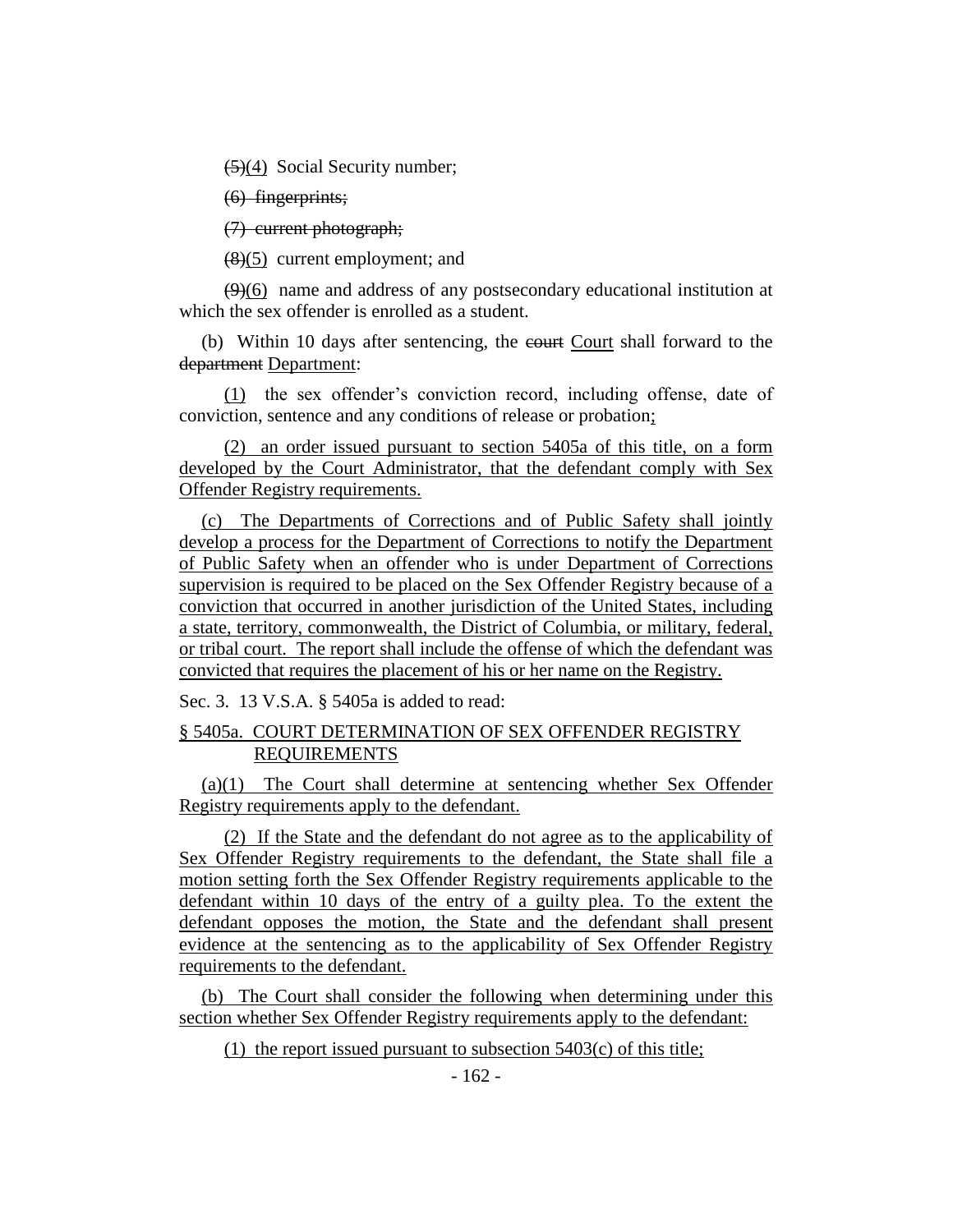~~(5)~~<u>(4)</u> Social Security number;

~~(6) fingerprints;~~

~~(7) current photograph;~~

~~(8)~~<u>(5)</u> current employment; and

~~(9)~~<u>(6)</u> name and address of any postsecondary educational institution at which the sex offender is enrolled as a student.

(b) Within 10 days after sentencing, the ~~court~~ <u>Court</u> shall forward to the ~~department~~ <u>Department</u>:

<u>(1)</u> the sex offender's conviction record, including offense, date of conviction, sentence and any conditions of release or probation<u>;</u>

<u>(2) an order issued pursuant to section 5405a of this title, on a form developed by the Court Administrator, that the defendant comply with Sex Offender Registry requirements.</u>

<u>(c) The Departments of Corrections and of Public Safety shall jointly develop a process for the Department of Corrections to notify the Department of Public Safety when an offender who is under Department of Corrections supervision is required to be placed on the Sex Offender Registry because of a conviction that occurred in another jurisdiction of the United States, including a state, territory, commonwealth, the District of Columbia, or military, federal, or tribal court. The report shall include the offense of which the defendant was convicted that requires the placement of his or her name on the Registry.</u>

Sec. 3. 13 V.S.A. § 5405a is added to read:

<u>§ 5405a. COURT DETERMINATION OF SEX OFFENDER REGISTRY REQUIREMENTS</u>

<u>(a)(1) The Court shall determine at sentencing whether Sex Offender Registry requirements apply to the defendant.</u>

<u>(2) If the State and the defendant do not agree as to the applicability of Sex Offender Registry requirements to the defendant, the State shall file a motion setting forth the Sex Offender Registry requirements applicable to the defendant within 10 days of the entry of a guilty plea. To the extent the defendant opposes the motion, the State and the defendant shall present evidence at the sentencing as to the applicability of Sex Offender Registry requirements to the defendant.</u>

<u>(b) The Court shall consider the following when determining under this section whether Sex Offender Registry requirements apply to the defendant:</u>

<u>(1) the report issued pursuant to subsection 5403(c) of this title;</u>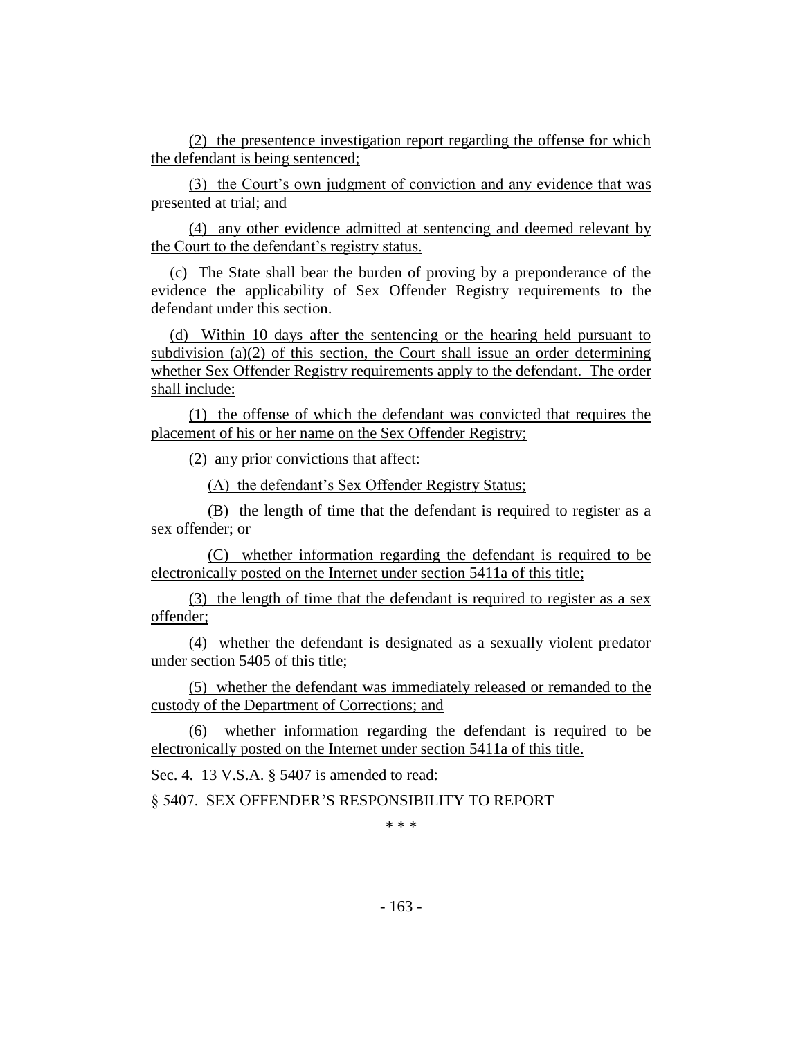(2) the presentence investigation report regarding the offense for which the defendant is being sentenced;

(3) the Court's own judgment of conviction and any evidence that was presented at trial; and

(4) any other evidence admitted at sentencing and deemed relevant by the Court to the defendant's registry status.

(c) The State shall bear the burden of proving by a preponderance of the evidence the applicability of Sex Offender Registry requirements to the defendant under this section.

(d) Within 10 days after the sentencing or the hearing held pursuant to subdivision (a)(2) of this section, the Court shall issue an order determining whether Sex Offender Registry requirements apply to the defendant. The order shall include:

(1) the offense of which the defendant was convicted that requires the placement of his or her name on the Sex Offender Registry;

(2) any prior convictions that affect:

(A) the defendant's Sex Offender Registry Status;

(B) the length of time that the defendant is required to register as a sex offender; or

(C) whether information regarding the defendant is required to be electronically posted on the Internet under section 5411a of this title;

(3) the length of time that the defendant is required to register as a sex offender;

(4) whether the defendant is designated as a sexually violent predator under section 5405 of this title;

(5) whether the defendant was immediately released or remanded to the custody of the Department of Corrections; and

(6) whether information regarding the defendant is required to be electronically posted on the Internet under section 5411a of this title.

Sec. 4. 13 V.S.A. § 5407 is amended to read:

§ 5407. SEX OFFENDER'S RESPONSIBILITY TO REPORT

\* \* \*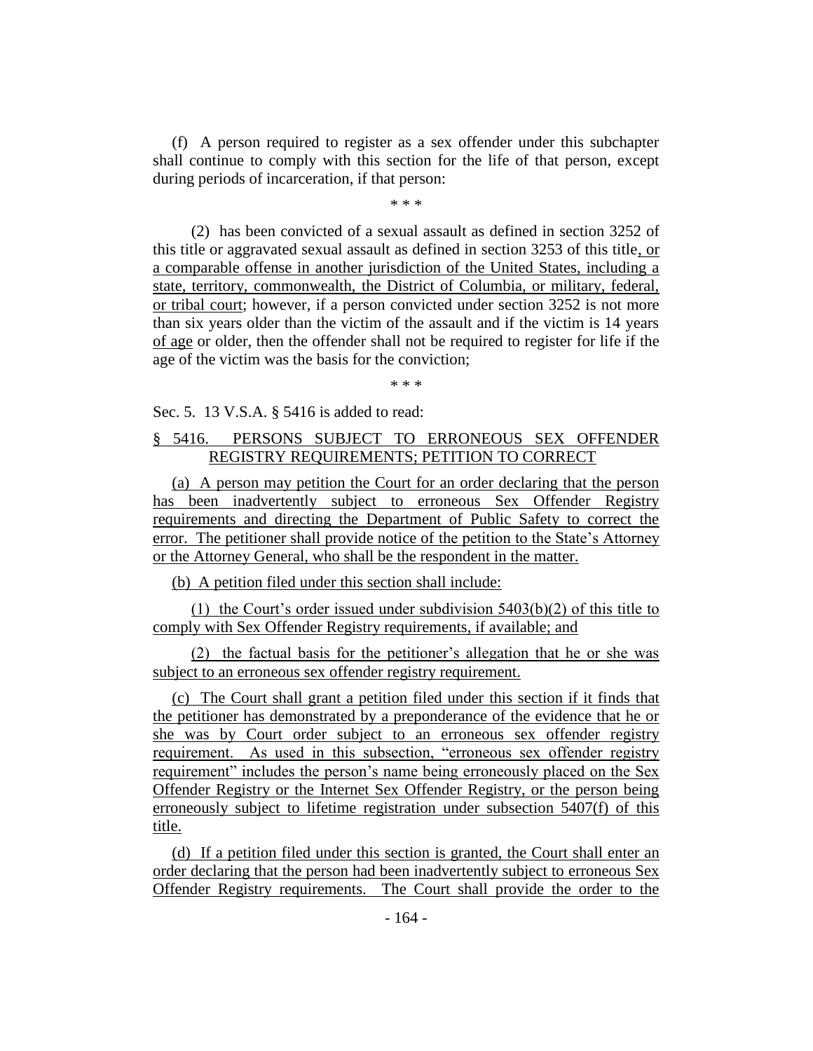(f) A person required to register as a sex offender under this subchapter shall continue to comply with this section for the life of that person, except during periods of incarceration, if that person:

\* \* \*

(2) has been convicted of a sexual assault as defined in section 3252 of this title or aggravated sexual assault as defined in section 3253 of this title, or a comparable offense in another jurisdiction of the United States, including a state, territory, commonwealth, the District of Columbia, or military, federal, or tribal court; however, if a person convicted under section 3252 is not more than six years older than the victim of the assault and if the victim is 14 years of age or older, then the offender shall not be required to register for life if the age of the victim was the basis for the conviction;

\* \* \*

Sec. 5. 13 V.S.A. § 5416 is added to read:

§ 5416. PERSONS SUBJECT TO ERRONEOUS SEX OFFENDER REGISTRY REQUIREMENTS; PETITION TO CORRECT

(a) A person may petition the Court for an order declaring that the person has been inadvertently subject to erroneous Sex Offender Registry requirements and directing the Department of Public Safety to correct the error. The petitioner shall provide notice of the petition to the State's Attorney or the Attorney General, who shall be the respondent in the matter.

(b) A petition filed under this section shall include:

(1) the Court's order issued under subdivision 5403(b)(2) of this title to comply with Sex Offender Registry requirements, if available; and

(2) the factual basis for the petitioner's allegation that he or she was subject to an erroneous sex offender registry requirement.

(c) The Court shall grant a petition filed under this section if it finds that the petitioner has demonstrated by a preponderance of the evidence that he or she was by Court order subject to an erroneous sex offender registry requirement. As used in this subsection, "erroneous sex offender registry requirement" includes the person's name being erroneously placed on the Sex Offender Registry or the Internet Sex Offender Registry, or the person being erroneously subject to lifetime registration under subsection 5407(f) of this title.

(d) If a petition filed under this section is granted, the Court shall enter an order declaring that the person had been inadvertently subject to erroneous Sex Offender Registry requirements. The Court shall provide the order to the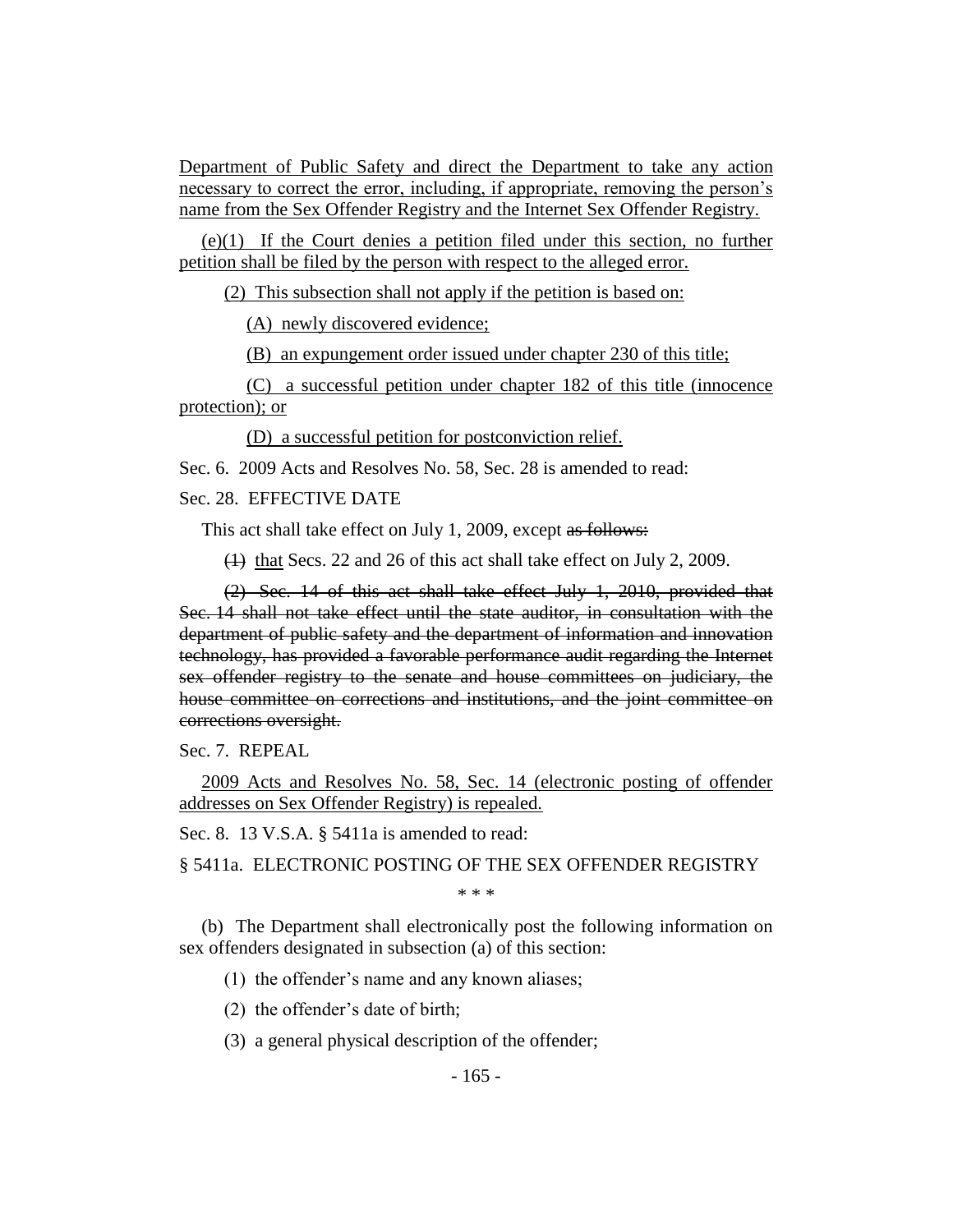Department of Public Safety and direct the Department to take any action necessary to correct the error, including, if appropriate, removing the person's name from the Sex Offender Registry and the Internet Sex Offender Registry.

(e)(1) If the Court denies a petition filed under this section, no further petition shall be filed by the person with respect to the alleged error.

(2) This subsection shall not apply if the petition is based on:

(A) newly discovered evidence;

(B) an expungement order issued under chapter 230 of this title;

(C) a successful petition under chapter 182 of this title (innocence protection); or

(D) a successful petition for postconviction relief.

Sec. 6. 2009 Acts and Resolves No. 58, Sec. 28 is amended to read:

Sec. 28. EFFECTIVE DATE

This act shall take effect on July 1, 2009, except ~~as follows:~~

~~(1)~~ that Secs. 22 and 26 of this act shall take effect on July 2, 2009.

~~(2) Sec. 14 of this act shall take effect July 1, 2010, provided that Sec. 14 shall not take effect until the state auditor, in consultation with the department of public safety and the department of information and innovation technology, has provided a favorable performance audit regarding the Internet sex offender registry to the senate and house committees on judiciary, the house committee on corrections and institutions, and the joint committee on corrections oversight.~~

Sec. 7. REPEAL

2009 Acts and Resolves No. 58, Sec. 14 (electronic posting of offender addresses on Sex Offender Registry) is repealed.

Sec. 8. 13 V.S.A. § 5411a is amended to read:

§ 5411a. ELECTRONIC POSTING OF THE SEX OFFENDER REGISTRY

\* \* \*

(b) The Department shall electronically post the following information on sex offenders designated in subsection (a) of this section:

(1) the offender's name and any known aliases;

(2) the offender's date of birth;

(3) a general physical description of the offender;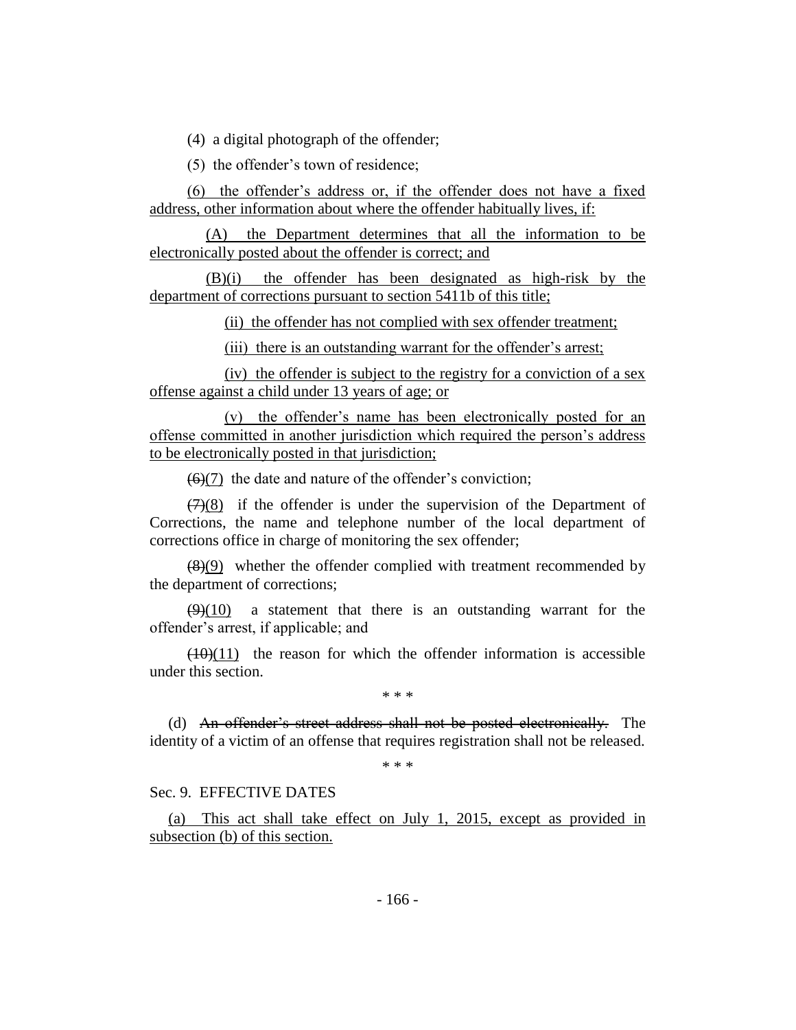(4) a digital photograph of the offender;

(5) the offender's town of residence;

<u>(6) the offender's address or, if the offender does not have a fixed address, other information about where the offender habitually lives, if:</u>

<u>(A) the Department determines that all the information to be electronically posted about the offender is correct; and</u>

<u>(B)(i) the offender has been designated as high-risk by the department of corrections pursuant to section 5411b of this title;</u>

<u>(ii) the offender has not complied with sex offender treatment;</u>

<u>(iii) there is an outstanding warrant for the offender's arrest;</u>

<u>(iv) the offender is subject to the registry for a conviction of a sex offense against a child under 13 years of age; or</u>

<u>(v) the offender's name has been electronically posted for an offense committed in another jurisdiction which required the person's address to be electronically posted in that jurisdiction;</u>

~~(6)~~<u>(7)</u> the date and nature of the offender's conviction;

~~(7)~~<u>(8)</u> if the offender is under the supervision of the Department of Corrections, the name and telephone number of the local department of corrections office in charge of monitoring the sex offender;

~~(8)~~<u>(9)</u> whether the offender complied with treatment recommended by the department of corrections;

~~(9)~~<u>(10)</u> a statement that there is an outstanding warrant for the offender's arrest, if applicable; and

~~(10)~~<u>(11)</u> the reason for which the offender information is accessible under this section.

\* \* \*

(d) ~~An offender's street address shall not be posted electronically.~~ The identity of a victim of an offense that requires registration shall not be released.

\* \* \*

Sec. 9. EFFECTIVE DATES

<u>(a) This act shall take effect on July 1, 2015, except as provided in subsection (b) of this section.</u>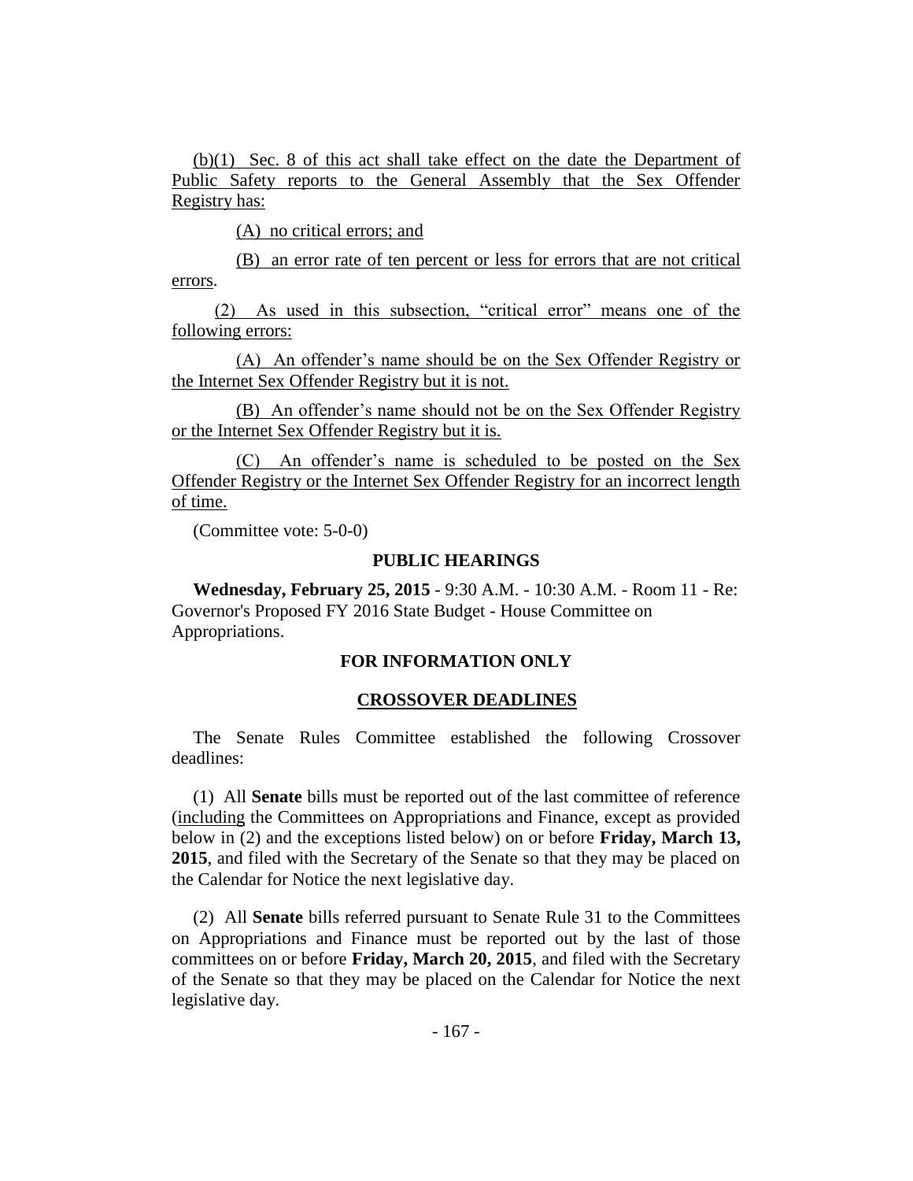(b)(1) Sec. 8 of this act shall take effect on the date the Department of Public Safety reports to the General Assembly that the Sex Offender Registry has:

(A) no critical errors; and

(B) an error rate of ten percent or less for errors that are not critical errors.

(2) As used in this subsection, "critical error" means one of the following errors:

(A) An offender's name should be on the Sex Offender Registry or the Internet Sex Offender Registry but it is not.

(B) An offender's name should not be on the Sex Offender Registry or the Internet Sex Offender Registry but it is.

(C) An offender's name is scheduled to be posted on the Sex Offender Registry or the Internet Sex Offender Registry for an incorrect length of time.

(Committee vote: 5-0-0)

## PUBLIC HEARINGS

**Wednesday, February 25, 2015** - 9:30 A.M. - 10:30 A.M. - Room 11 - Re: Governor's Proposed FY 2016 State Budget - House Committee on Appropriations.

## FOR INFORMATION ONLY

## CROSSOVER DEADLINES

The Senate Rules Committee established the following Crossover deadlines:

(1) All **Senate** bills must be reported out of the last committee of reference (including the Committees on Appropriations and Finance, except as provided below in (2) and the exceptions listed below) on or before **Friday, March 13, 2015**, and filed with the Secretary of the Senate so that they may be placed on the Calendar for Notice the next legislative day.

(2) All **Senate** bills referred pursuant to Senate Rule 31 to the Committees on Appropriations and Finance must be reported out by the last of those committees on or before **Friday, March 20, 2015**, and filed with the Secretary of the Senate so that they may be placed on the Calendar for Notice the next legislative day.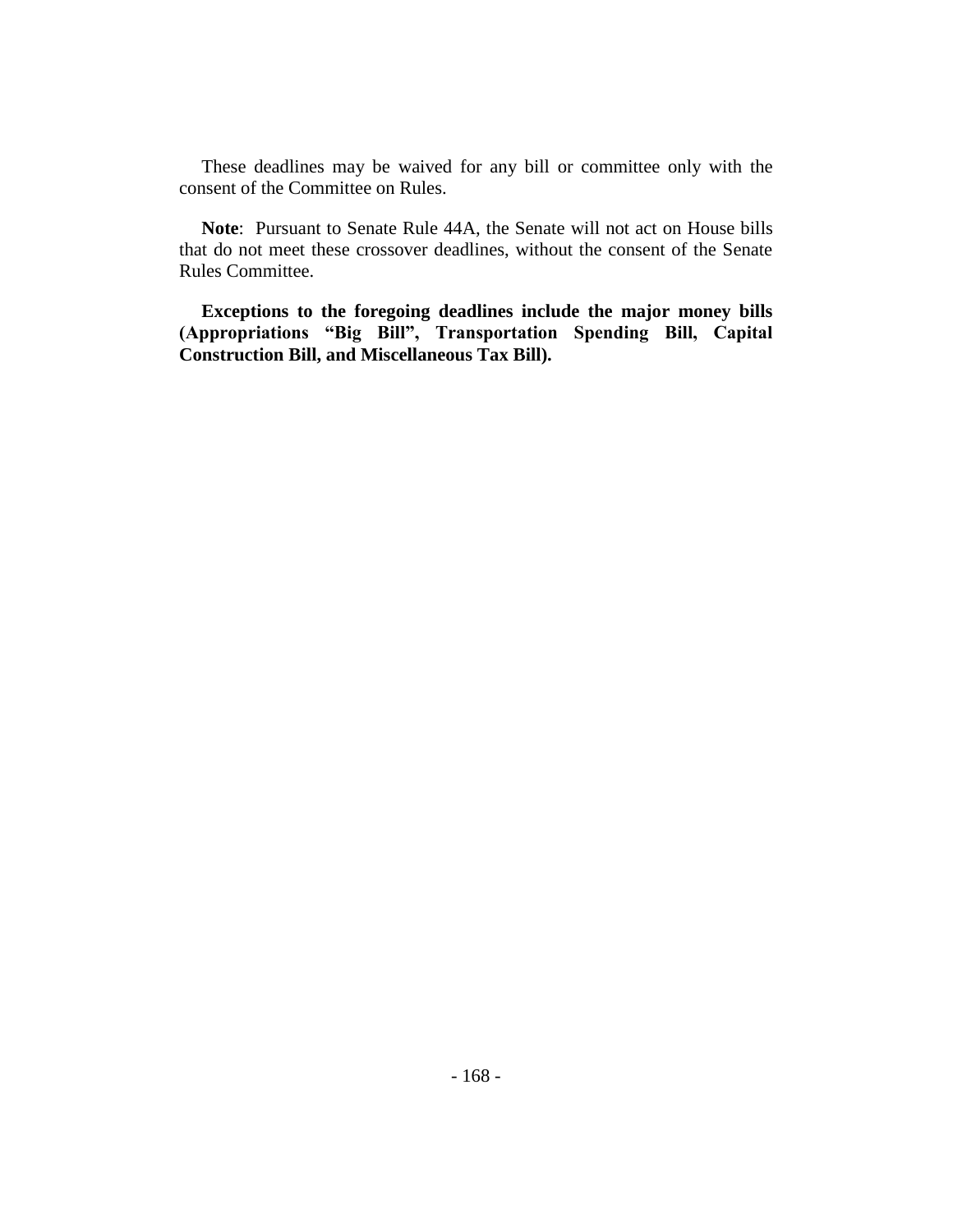These deadlines may be waived for any bill or committee only with the consent of the Committee on Rules.

**Note**: Pursuant to Senate Rule 44A, the Senate will not act on House bills that do not meet these crossover deadlines, without the consent of the Senate Rules Committee.

**Exceptions to the foregoing deadlines include the major money bills (Appropriations "Big Bill", Transportation Spending Bill, Capital Construction Bill, and Miscellaneous Tax Bill).**